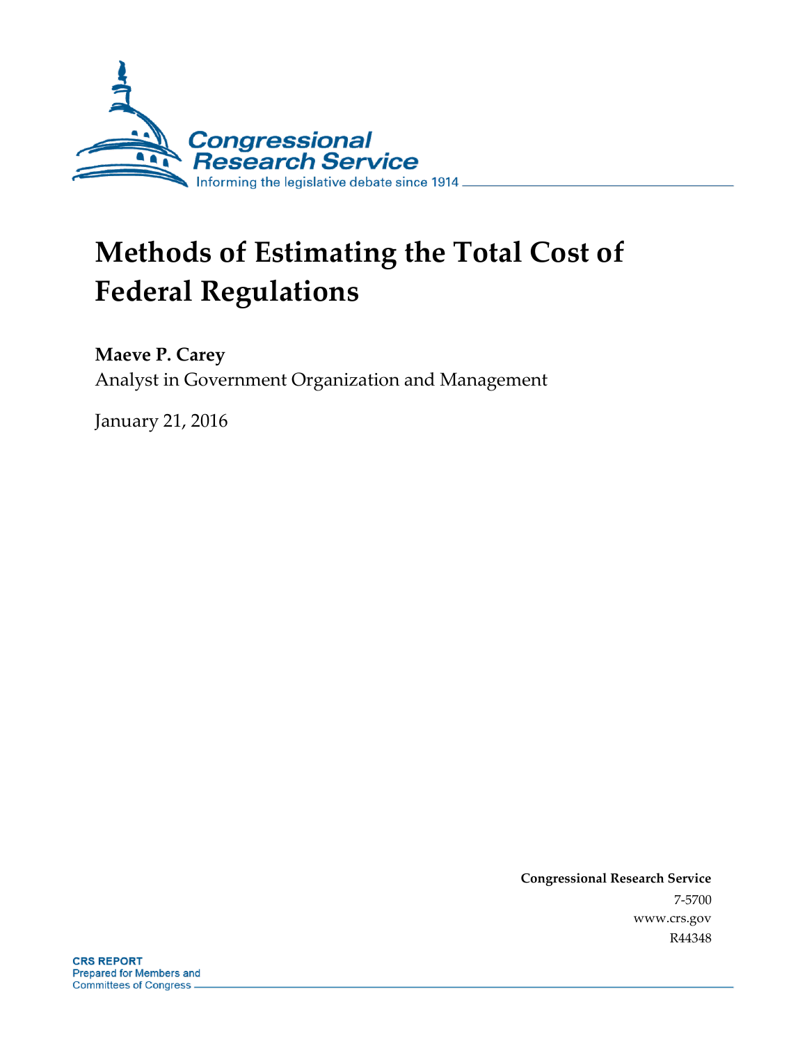Congressional Research Service

Informing the legislative debate since 1914

# Methods of Estimating the Total Cost of Federal Regulations

**Maeve P. Carey**

Analyst in Government Organization and Management

January 21, 2016

**Congressional Research Service**

7-5700

www.crs.gov

R44348

**CRS REPORT**

Prepared for Members and Committees of Congress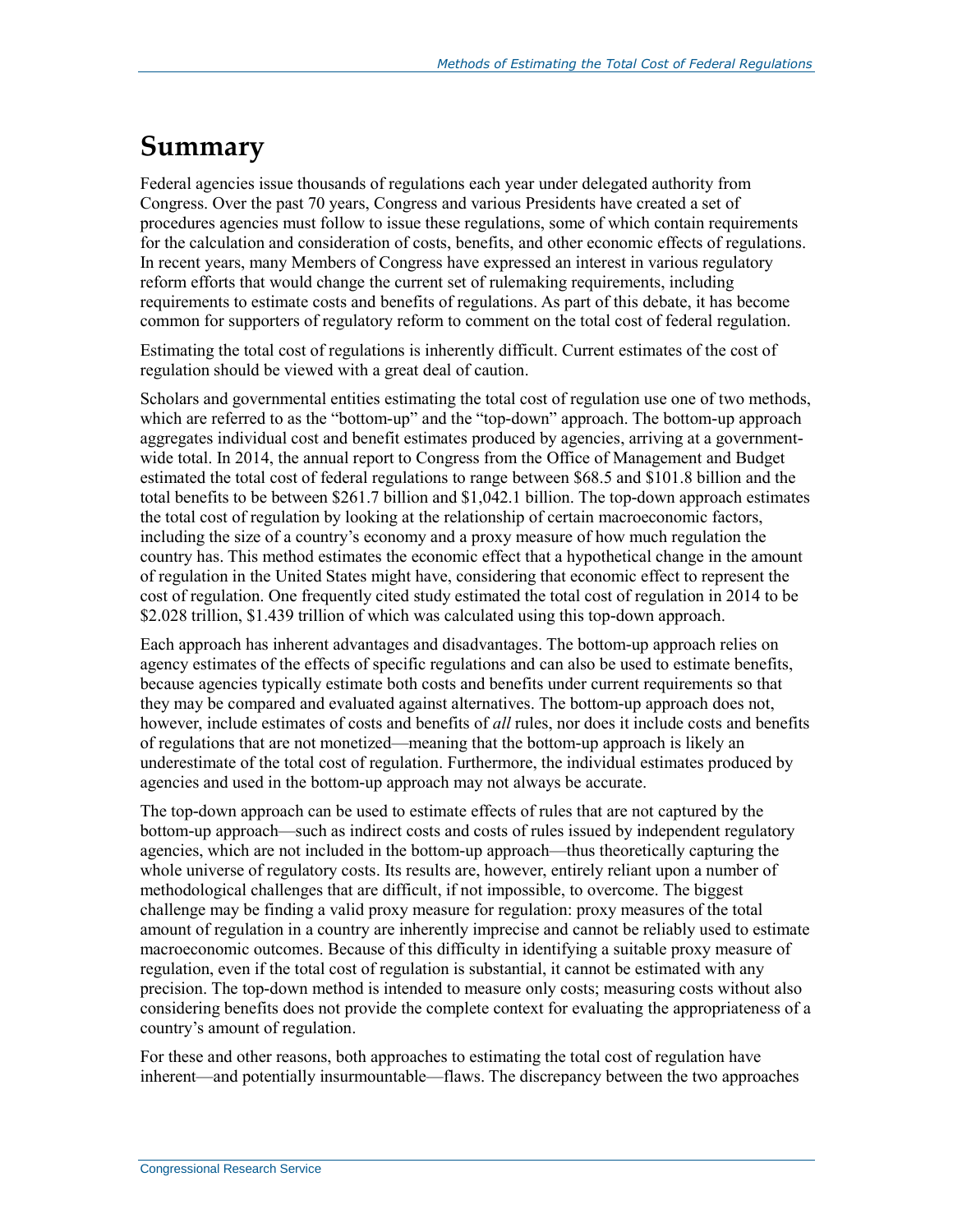# Summary

Federal agencies issue thousands of regulations each year under delegated authority from Congress. Over the past 70 years, Congress and various Presidents have created a set of procedures agencies must follow to issue these regulations, some of which contain requirements for the calculation and consideration of costs, benefits, and other economic effects of regulations. In recent years, many Members of Congress have expressed an interest in various regulatory reform efforts that would change the current set of rulemaking requirements, including requirements to estimate costs and benefits of regulations. As part of this debate, it has become common for supporters of regulatory reform to comment on the total cost of federal regulation.

Estimating the total cost of regulations is inherently difficult. Current estimates of the cost of regulation should be viewed with a great deal of caution.

Scholars and governmental entities estimating the total cost of regulation use one of two methods, which are referred to as the "bottom-up" and the "top-down" approach. The bottom-up approach aggregates individual cost and benefit estimates produced by agencies, arriving at a government-wide total. In 2014, the annual report to Congress from the Office of Management and Budget estimated the total cost of federal regulations to range between $68.5 and $101.8 billion and the total benefits to be between $261.7 billion and $1,042.1 billion. The top-down approach estimates the total cost of regulation by looking at the relationship of certain macroeconomic factors, including the size of a country's economy and a proxy measure of how much regulation the country has. This method estimates the economic effect that a hypothetical change in the amount of regulation in the United States might have, considering that economic effect to represent the cost of regulation. One frequently cited study estimated the total cost of regulation in 2014 to be $2.028 trillion, $1.439 trillion of which was calculated using this top-down approach.

Each approach has inherent advantages and disadvantages. The bottom-up approach relies on agency estimates of the effects of specific regulations and can also be used to estimate benefits, because agencies typically estimate both costs and benefits under current requirements so that they may be compared and evaluated against alternatives. The bottom-up approach does not, however, include estimates of costs and benefits of *all* rules, nor does it include costs and benefits of regulations that are not monetized—meaning that the bottom-up approach is likely an underestimate of the total cost of regulation. Furthermore, the individual estimates produced by agencies and used in the bottom-up approach may not always be accurate.

The top-down approach can be used to estimate effects of rules that are not captured by the bottom-up approach—such as indirect costs and costs of rules issued by independent regulatory agencies, which are not included in the bottom-up approach—thus theoretically capturing the whole universe of regulatory costs. Its results are, however, entirely reliant upon a number of methodological challenges that are difficult, if not impossible, to overcome. The biggest challenge may be finding a valid proxy measure for regulation: proxy measures of the total amount of regulation in a country are inherently imprecise and cannot be reliably used to estimate macroeconomic outcomes. Because of this difficulty in identifying a suitable proxy measure of regulation, even if the total cost of regulation is substantial, it cannot be estimated with any precision. The top-down method is intended to measure only costs; measuring costs without also considering benefits does not provide the complete context for evaluating the appropriateness of a country's amount of regulation.

For these and other reasons, both approaches to estimating the total cost of regulation have inherent—and potentially insurmountable—flaws. The discrepancy between the two approaches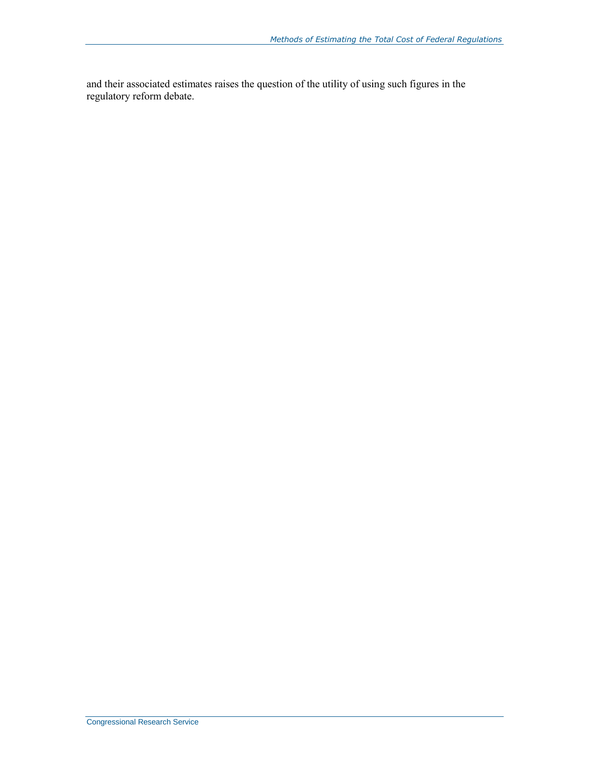and their associated estimates raises the question of the utility of using such figures in the regulatory reform debate.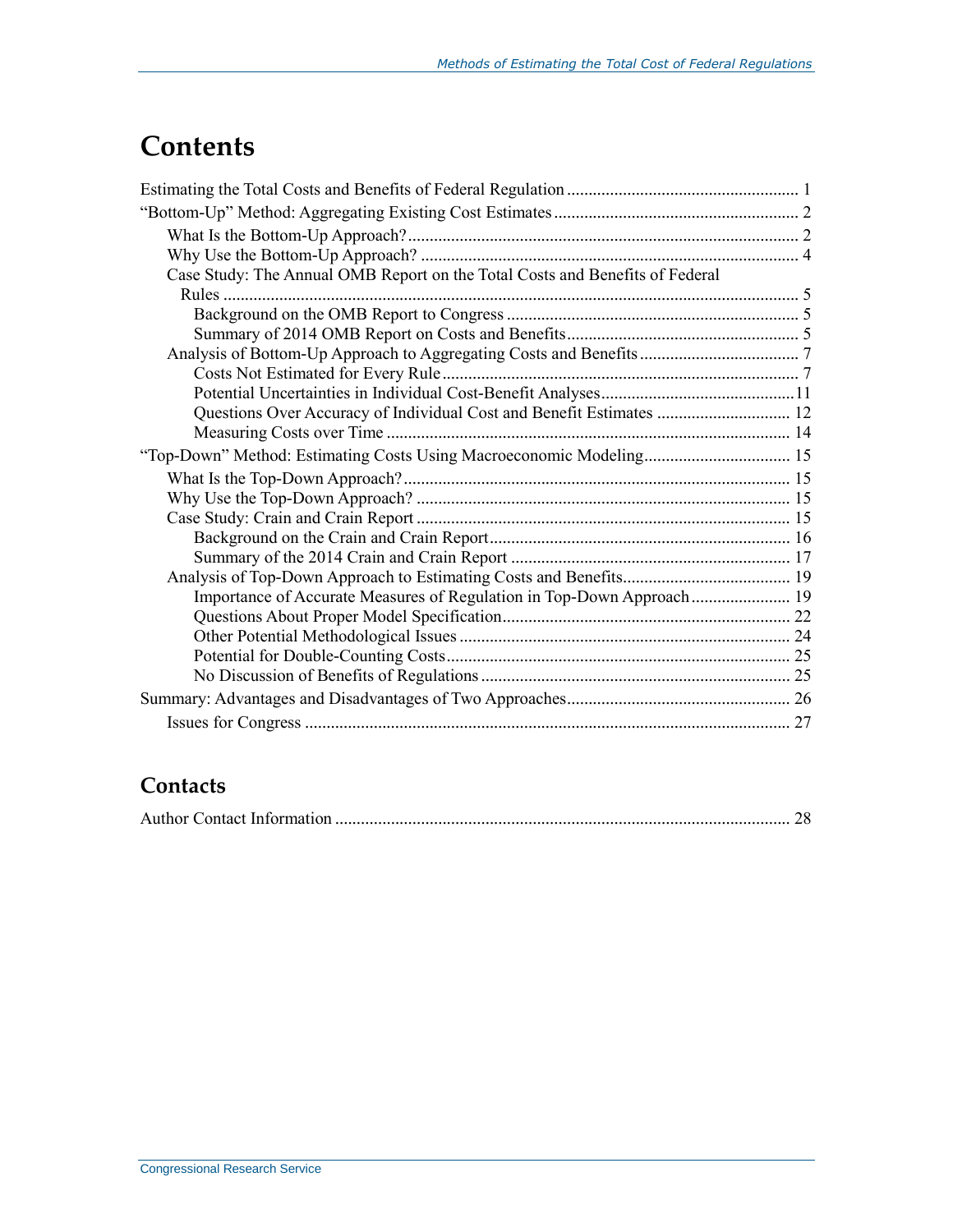# Contents

Estimating the Total Costs and Benefits of Federal Regulation ..................................................... 1
"Bottom-Up" Method: Aggregating Existing Cost Estimates ......................................................... 2
    What Is the Bottom-Up Approach? .......................................................................................... 2
    Why Use the Bottom-Up Approach? ....................................................................................... 4
    Case Study: The Annual OMB Report on the Total Costs and Benefits of Federal Rules ..................................................................................................................................... 5
        Background on the OMB Report to Congress .................................................................... 5
        Summary of 2014 OMB Report on Costs and Benefits ...................................................... 5
    Analysis of Bottom-Up Approach to Aggregating Costs and Benefits ..................................... 7
        Costs Not Estimated for Every Rule ................................................................................... 7
        Potential Uncertainties in Individual Cost-Benefit Analyses ............................................. 11
        Questions Over Accuracy of Individual Cost and Benefit Estimates ............................... 12
        Measuring Costs over Time .............................................................................................. 14
"Top-Down" Method: Estimating Costs Using Macroeconomic Modeling .................................. 15
    What Is the Top-Down Approach? .......................................................................................... 15
    Why Use the Top-Down Approach? ....................................................................................... 15
    Case Study: Crain and Crain Report ....................................................................................... 15
        Background on the Crain and Crain Report ...................................................................... 16
        Summary of the 2014 Crain and Crain Report ................................................................. 17
    Analysis of Top-Down Approach to Estimating Costs and Benefits ....................................... 19
        Importance of Accurate Measures of Regulation in Top-Down Approach ....................... 19
        Questions About Proper Model Specification ................................................................... 22
        Other Potential Methodological Issues ............................................................................. 24
        Potential for Double-Counting Costs ................................................................................ 25
        No Discussion of Benefits of Regulations ........................................................................ 25
Summary: Advantages and Disadvantages of Two Approaches .................................................... 26
    Issues for Congress ................................................................................................................. 27

# Contacts

Author Contact Information ......................................................................................................... 28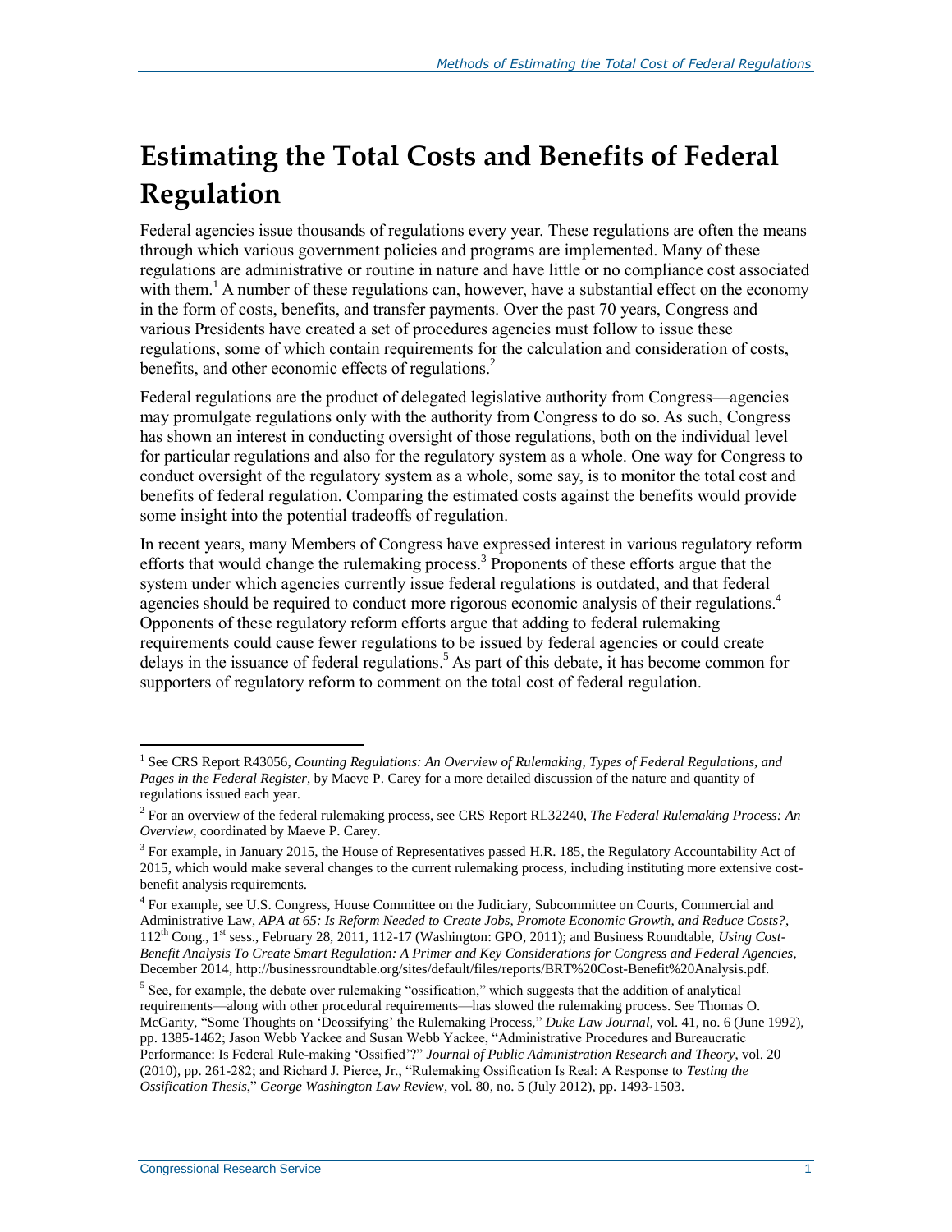# Estimating the Total Costs and Benefits of Federal Regulation

Federal agencies issue thousands of regulations every year. These regulations are often the means through which various government policies and programs are implemented. Many of these regulations are administrative or routine in nature and have little or no compliance cost associated with them.[1] A number of these regulations can, however, have a substantial effect on the economy in the form of costs, benefits, and transfer payments. Over the past 70 years, Congress and various Presidents have created a set of procedures agencies must follow to issue these regulations, some of which contain requirements for the calculation and consideration of costs, benefits, and other economic effects of regulations.[2]

Federal regulations are the product of delegated legislative authority from Congress—agencies may promulgate regulations only with the authority from Congress to do so. As such, Congress has shown an interest in conducting oversight of those regulations, both on the individual level for particular regulations and also for the regulatory system as a whole. One way for Congress to conduct oversight of the regulatory system as a whole, some say, is to monitor the total cost and benefits of federal regulation. Comparing the estimated costs against the benefits would provide some insight into the potential tradeoffs of regulation.

In recent years, many Members of Congress have expressed interest in various regulatory reform efforts that would change the rulemaking process.[3] Proponents of these efforts argue that the system under which agencies currently issue federal regulations is outdated, and that federal agencies should be required to conduct more rigorous economic analysis of their regulations.[4] Opponents of these regulatory reform efforts argue that adding to federal rulemaking requirements could cause fewer regulations to be issued by federal agencies or could create delays in the issuance of federal regulations.[5] As part of this debate, it has become common for supporters of regulatory reform to comment on the total cost of federal regulation.

---

[1] See CRS Report R43056, *Counting Regulations: An Overview of Rulemaking, Types of Federal Regulations, and Pages in the Federal Register*, by Maeve P. Carey for a more detailed discussion of the nature and quantity of regulations issued each year.

[2] For an overview of the federal rulemaking process, see CRS Report RL32240, *The Federal Rulemaking Process: An Overview*, coordinated by Maeve P. Carey.

[3] For example, in January 2015, the House of Representatives passed H.R. 185, the Regulatory Accountability Act of 2015, which would make several changes to the current rulemaking process, including instituting more extensive cost-benefit analysis requirements.

[4] For example, see U.S. Congress, House Committee on the Judiciary, Subcommittee on Courts, Commercial and Administrative Law, *APA at 65: Is Reform Needed to Create Jobs, Promote Economic Growth, and Reduce Costs?*, 112th Cong., 1st sess., February 28, 2011, 112-17 (Washington: GPO, 2011); and Business Roundtable, *Using Cost-Benefit Analysis To Create Smart Regulation: A Primer and Key Considerations for Congress and Federal Agencies*, December 2014, http://businessroundtable.org/sites/default/files/reports/BRT%20Cost-Benefit%20Analysis.pdf.

[5] See, for example, the debate over rulemaking "ossification," which suggests that the addition of analytical requirements—along with other procedural requirements—has slowed the rulemaking process. See Thomas O. McGarity, "Some Thoughts on 'Deossifying' the Rulemaking Process," *Duke Law Journal*, vol. 41, no. 6 (June 1992), pp. 1385-1462; Jason Webb Yackee and Susan Webb Yackee, "Administrative Procedures and Bureaucratic Performance: Is Federal Rule-making 'Ossified'?" *Journal of Public Administration Research and Theory*, vol. 20 (2010), pp. 261-282; and Richard J. Pierce, Jr., "Rulemaking Ossification Is Real: A Response to *Testing the Ossification Thesis*," *George Washington Law Review*, vol. 80, no. 5 (July 2012), pp. 1493-1503.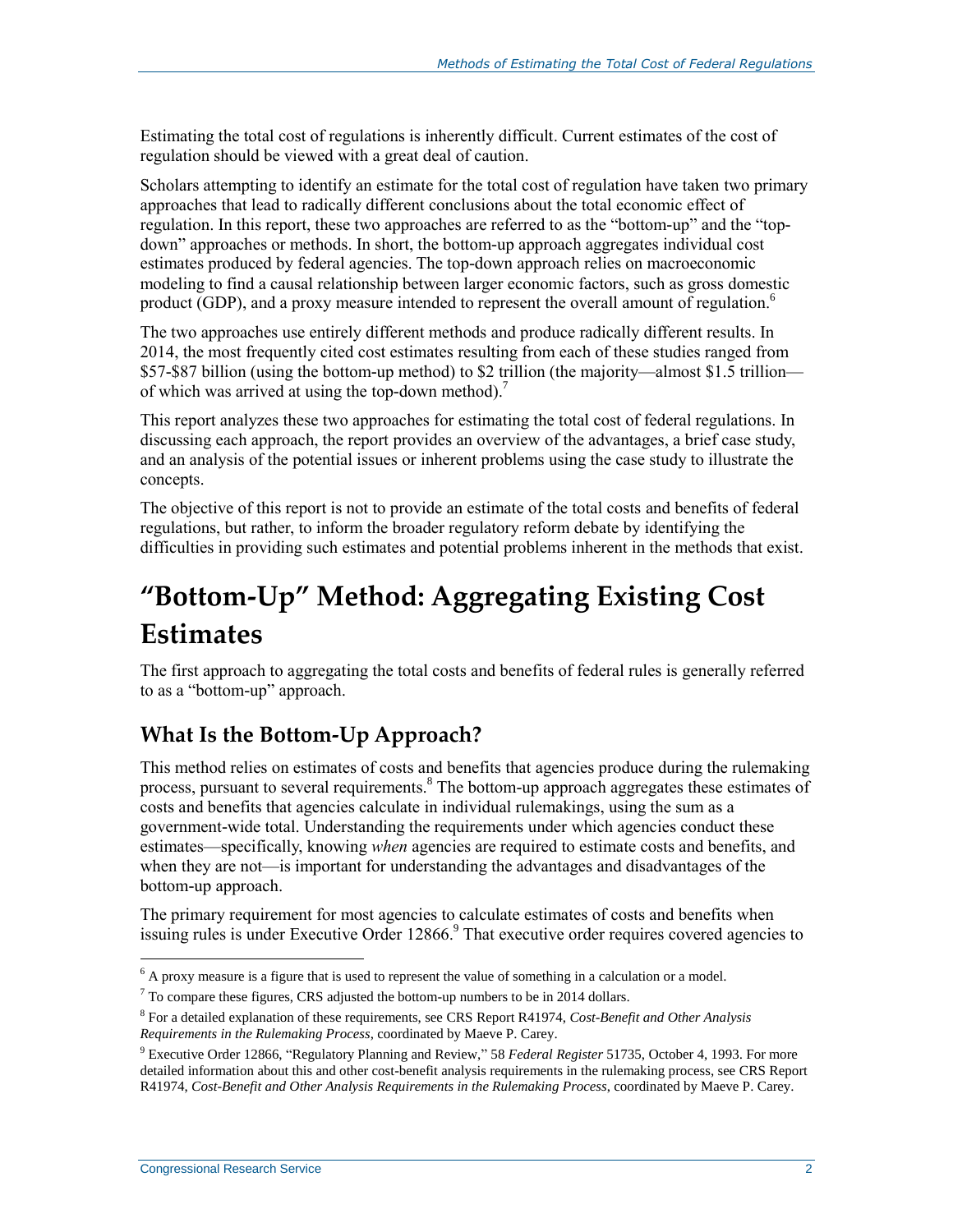Estimating the total cost of regulations is inherently difficult. Current estimates of the cost of regulation should be viewed with a great deal of caution.

Scholars attempting to identify an estimate for the total cost of regulation have taken two primary approaches that lead to radically different conclusions about the total economic effect of regulation. In this report, these two approaches are referred to as the "bottom-up" and the "top-down" approaches or methods. In short, the bottom-up approach aggregates individual cost estimates produced by federal agencies. The top-down approach relies on macroeconomic modeling to find a causal relationship between larger economic factors, such as gross domestic product (GDP), and a proxy measure intended to represent the overall amount of regulation.[6]

The two approaches use entirely different methods and produce radically different results. In 2014, the most frequently cited cost estimates resulting from each of these studies ranged from $57-$87 billion (using the bottom-up method) to $2 trillion (the majority—almost $1.5 trillion—of which was arrived at using the top-down method).[7]

This report analyzes these two approaches for estimating the total cost of federal regulations. In discussing each approach, the report provides an overview of the advantages, a brief case study, and an analysis of the potential issues or inherent problems using the case study to illustrate the concepts.

The objective of this report is not to provide an estimate of the total costs and benefits of federal regulations, but rather, to inform the broader regulatory reform debate by identifying the difficulties in providing such estimates and potential problems inherent in the methods that exist.

# "Bottom-Up" Method: Aggregating Existing Cost Estimates

The first approach to aggregating the total costs and benefits of federal rules is generally referred to as a "bottom-up" approach.

## What Is the Bottom-Up Approach?

This method relies on estimates of costs and benefits that agencies produce during the rulemaking process, pursuant to several requirements.[8] The bottom-up approach aggregates these estimates of costs and benefits that agencies calculate in individual rulemakings, using the sum as a government-wide total. Understanding the requirements under which agencies conduct these estimates—specifically, knowing *when* agencies are required to estimate costs and benefits, and when they are not—is important for understanding the advantages and disadvantages of the bottom-up approach.

The primary requirement for most agencies to calculate estimates of costs and benefits when issuing rules is under Executive Order 12866.[9] That executive order requires covered agencies to

---

[6] A proxy measure is a figure that is used to represent the value of something in a calculation or a model.

[7] To compare these figures, CRS adjusted the bottom-up numbers to be in 2014 dollars.

[8] For a detailed explanation of these requirements, see CRS Report R41974, *Cost-Benefit and Other Analysis Requirements in the Rulemaking Process*, coordinated by Maeve P. Carey.

[9] Executive Order 12866, "Regulatory Planning and Review," 58 *Federal Register* 51735, October 4, 1993. For more detailed information about this and other cost-benefit analysis requirements in the rulemaking process, see CRS Report R41974, *Cost-Benefit and Other Analysis Requirements in the Rulemaking Process*, coordinated by Maeve P. Carey.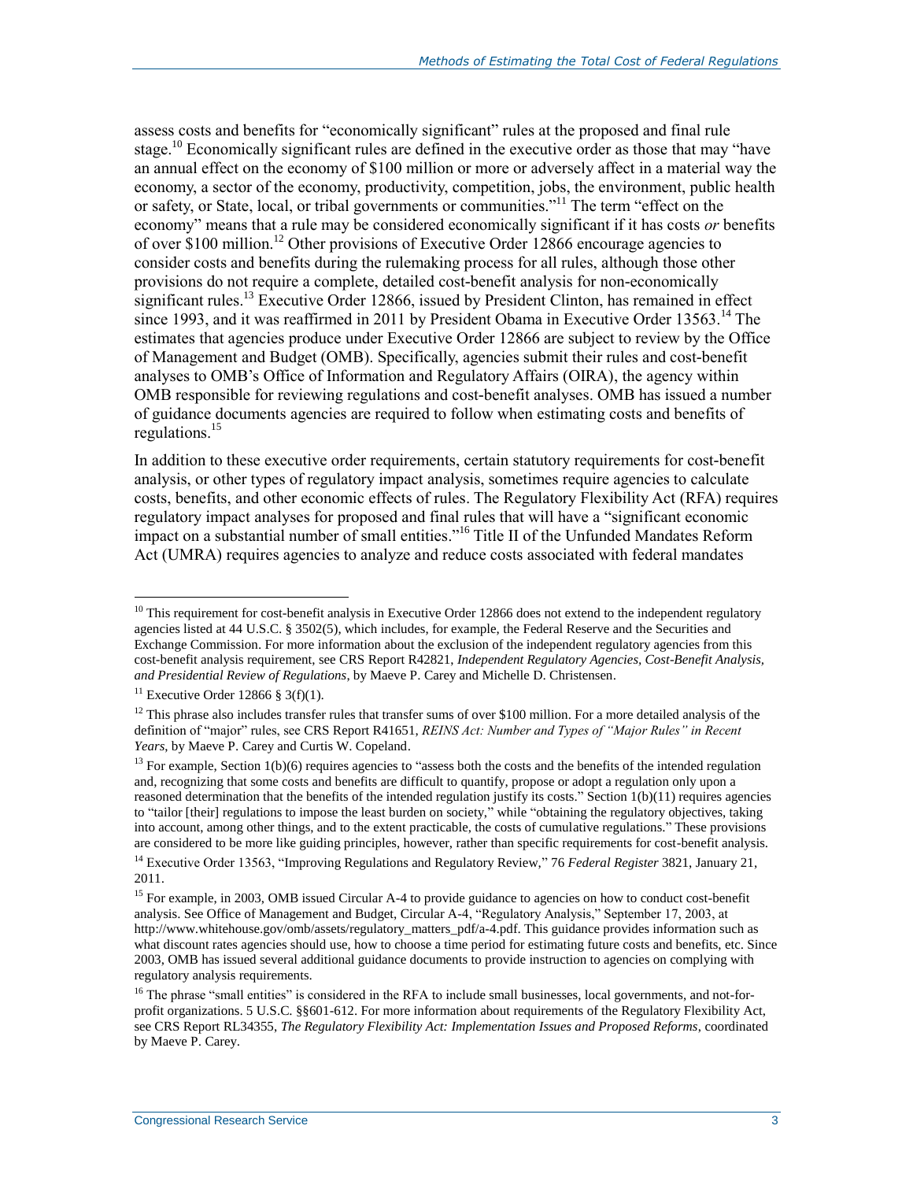assess costs and benefits for "economically significant" rules at the proposed and final rule stage.[10] Economically significant rules are defined in the executive order as those that may "have an annual effect on the economy of $100 million or more or adversely affect in a material way the economy, a sector of the economy, productivity, competition, jobs, the environment, public health or safety, or State, local, or tribal governments or communities."[11] The term "effect on the economy" means that a rule may be considered economically significant if it has costs *or* benefits of over $100 million.[12] Other provisions of Executive Order 12866 encourage agencies to consider costs and benefits during the rulemaking process for all rules, although those other provisions do not require a complete, detailed cost-benefit analysis for non-economically significant rules.[13] Executive Order 12866, issued by President Clinton, has remained in effect since 1993, and it was reaffirmed in 2011 by President Obama in Executive Order 13563.[14] The estimates that agencies produce under Executive Order 12866 are subject to review by the Office of Management and Budget (OMB). Specifically, agencies submit their rules and cost-benefit analyses to OMB's Office of Information and Regulatory Affairs (OIRA), the agency within OMB responsible for reviewing regulations and cost-benefit analyses. OMB has issued a number of guidance documents agencies are required to follow when estimating costs and benefits of regulations.[15]

In addition to these executive order requirements, certain statutory requirements for cost-benefit analysis, or other types of regulatory impact analysis, sometimes require agencies to calculate costs, benefits, and other economic effects of rules. The Regulatory Flexibility Act (RFA) requires regulatory impact analyses for proposed and final rules that will have a "significant economic impact on a substantial number of small entities."[16] Title II of the Unfunded Mandates Reform Act (UMRA) requires agencies to analyze and reduce costs associated with federal mandates

---

[10] This requirement for cost-benefit analysis in Executive Order 12866 does not extend to the independent regulatory agencies listed at 44 U.S.C. § 3502(5), which includes, for example, the Federal Reserve and the Securities and Exchange Commission. For more information about the exclusion of the independent regulatory agencies from this cost-benefit analysis requirement, see CRS Report R42821, *Independent Regulatory Agencies, Cost-Benefit Analysis, and Presidential Review of Regulations*, by Maeve P. Carey and Michelle D. Christensen.

[11] Executive Order 12866 § 3(f)(1).

[12] This phrase also includes transfer rules that transfer sums of over $100 million. For a more detailed analysis of the definition of "major" rules, see CRS Report R41651, *REINS Act: Number and Types of "Major Rules" in Recent Years*, by Maeve P. Carey and Curtis W. Copeland.

[13] For example, Section 1(b)(6) requires agencies to "assess both the costs and the benefits of the intended regulation and, recognizing that some costs and benefits are difficult to quantify, propose or adopt a regulation only upon a reasoned determination that the benefits of the intended regulation justify its costs." Section 1(b)(11) requires agencies to "tailor [their] regulations to impose the least burden on society," while "obtaining the regulatory objectives, taking into account, among other things, and to the extent practicable, the costs of cumulative regulations." These provisions are considered to be more like guiding principles, however, rather than specific requirements for cost-benefit analysis.

[14] Executive Order 13563, "Improving Regulations and Regulatory Review," 76 *Federal Register* 3821, January 21, 2011.

[15] For example, in 2003, OMB issued Circular A-4 to provide guidance to agencies on how to conduct cost-benefit analysis. See Office of Management and Budget, Circular A-4, "Regulatory Analysis," September 17, 2003, at http://www.whitehouse.gov/omb/assets/regulatory_matters_pdf/a-4.pdf. This guidance provides information such as what discount rates agencies should use, how to choose a time period for estimating future costs and benefits, etc. Since 2003, OMB has issued several additional guidance documents to provide instruction to agencies on complying with regulatory analysis requirements.

[16] The phrase "small entities" is considered in the RFA to include small businesses, local governments, and not-for-profit organizations. 5 U.S.C. §§601-612. For more information about requirements of the Regulatory Flexibility Act, see CRS Report RL34355, *The Regulatory Flexibility Act: Implementation Issues and Proposed Reforms*, coordinated by Maeve P. Carey.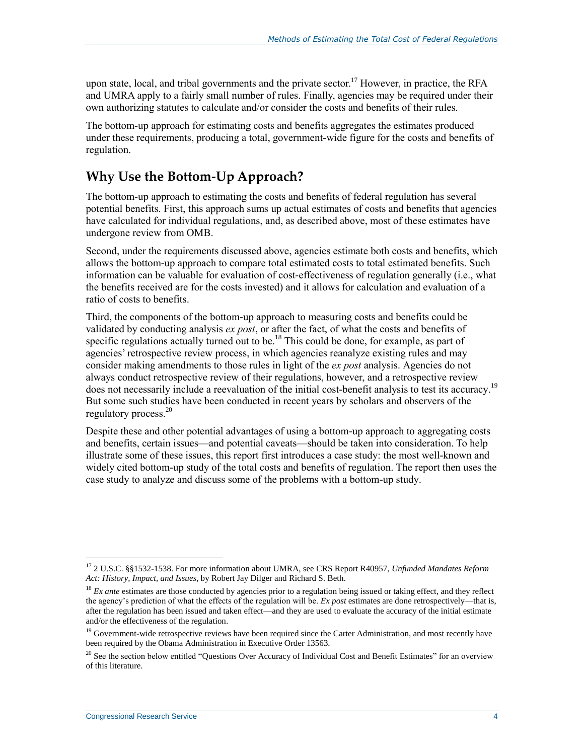upon state, local, and tribal governments and the private sector.[17] However, in practice, the RFA and UMRA apply to a fairly small number of rules. Finally, agencies may be required under their own authorizing statutes to calculate and/or consider the costs and benefits of their rules.

The bottom-up approach for estimating costs and benefits aggregates the estimates produced under these requirements, producing a total, government-wide figure for the costs and benefits of regulation.

## Why Use the Bottom-Up Approach?

The bottom-up approach to estimating the costs and benefits of federal regulation has several potential benefits. First, this approach sums up actual estimates of costs and benefits that agencies have calculated for individual regulations, and, as described above, most of these estimates have undergone review from OMB.

Second, under the requirements discussed above, agencies estimate both costs and benefits, which allows the bottom-up approach to compare total estimated costs to total estimated benefits. Such information can be valuable for evaluation of cost-effectiveness of regulation generally (i.e., what the benefits received are for the costs invested) and it allows for calculation and evaluation of a ratio of costs to benefits.

Third, the components of the bottom-up approach to measuring costs and benefits could be validated by conducting analysis *ex post*, or after the fact, of what the costs and benefits of specific regulations actually turned out to be.[18] This could be done, for example, as part of agencies' retrospective review process, in which agencies reanalyze existing rules and may consider making amendments to those rules in light of the *ex post* analysis. Agencies do not always conduct retrospective review of their regulations, however, and a retrospective review does not necessarily include a reevaluation of the initial cost-benefit analysis to test its accuracy.[19] But some such studies have been conducted in recent years by scholars and observers of the regulatory process.[20]

Despite these and other potential advantages of using a bottom-up approach to aggregating costs and benefits, certain issues—and potential caveats—should be taken into consideration. To help illustrate some of these issues, this report first introduces a case study: the most well-known and widely cited bottom-up study of the total costs and benefits of regulation. The report then uses the case study to analyze and discuss some of the problems with a bottom-up study.

---

[17] 2 U.S.C. §§1532-1538. For more information about UMRA, see CRS Report R40957, *Unfunded Mandates Reform Act: History, Impact, and Issues*, by Robert Jay Dilger and Richard S. Beth.

[18] *Ex ante* estimates are those conducted by agencies prior to a regulation being issued or taking effect, and they reflect the agency's prediction of what the effects of the regulation will be. *Ex post* estimates are done retrospectively—that is, after the regulation has been issued and taken effect—and they are used to evaluate the accuracy of the initial estimate and/or the effectiveness of the regulation.

[19] Government-wide retrospective reviews have been required since the Carter Administration, and most recently have been required by the Obama Administration in Executive Order 13563.

[20] See the section below entitled "Questions Over Accuracy of Individual Cost and Benefit Estimates" for an overview of this literature.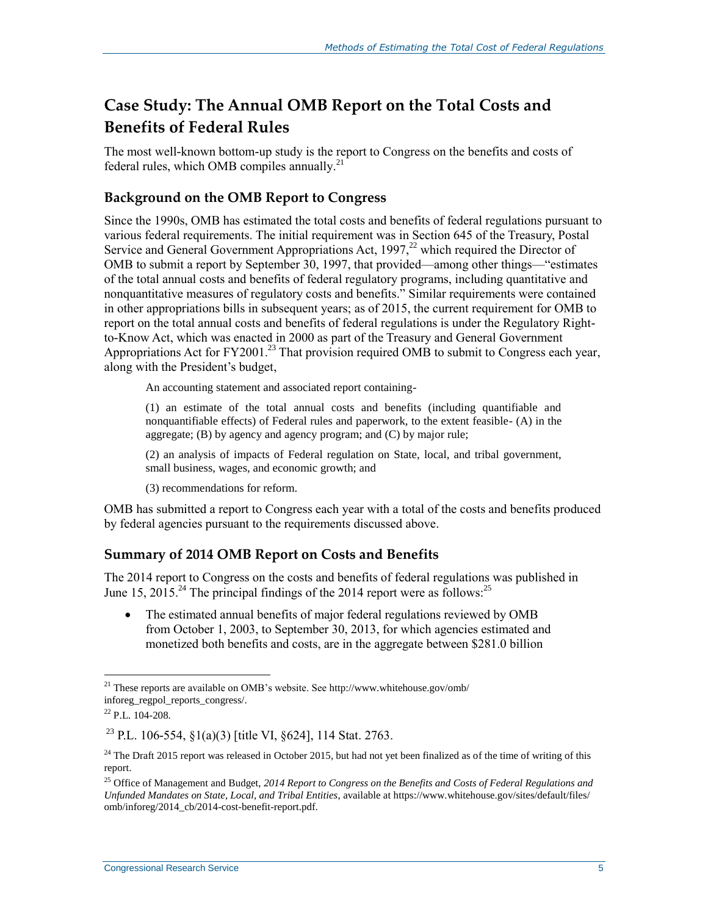## Case Study: The Annual OMB Report on the Total Costs and Benefits of Federal Rules

The most well-known bottom-up study is the report to Congress on the benefits and costs of federal rules, which OMB compiles annually.[21]

### Background on the OMB Report to Congress

Since the 1990s, OMB has estimated the total costs and benefits of federal regulations pursuant to various federal requirements. The initial requirement was in Section 645 of the Treasury, Postal Service and General Government Appropriations Act, 1997,[22] which required the Director of OMB to submit a report by September 30, 1997, that provided—among other things—"estimates of the total annual costs and benefits of federal regulatory programs, including quantitative and nonquantitative measures of regulatory costs and benefits." Similar requirements were contained in other appropriations bills in subsequent years; as of 2015, the current requirement for OMB to report on the total annual costs and benefits of federal regulations is under the Regulatory Right-to-Know Act, which was enacted in 2000 as part of the Treasury and General Government Appropriations Act for FY2001.[23] That provision required OMB to submit to Congress each year, along with the President's budget,

> An accounting statement and associated report containing-
>
> (1) an estimate of the total annual costs and benefits (including quantifiable and nonquantifiable effects) of Federal rules and paperwork, to the extent feasible- (A) in the aggregate; (B) by agency and agency program; and (C) by major rule;
>
> (2) an analysis of impacts of Federal regulation on State, local, and tribal government, small business, wages, and economic growth; and
>
> (3) recommendations for reform.

OMB has submitted a report to Congress each year with a total of the costs and benefits produced by federal agencies pursuant to the requirements discussed above.

### Summary of 2014 OMB Report on Costs and Benefits

The 2014 report to Congress on the costs and benefits of federal regulations was published in June 15, 2015.[24] The principal findings of the 2014 report were as follows:[25]

- The estimated annual benefits of major federal regulations reviewed by OMB from October 1, 2003, to September 30, 2013, for which agencies estimated and monetized both benefits and costs, are in the aggregate between $281.0 billion

---

[21] These reports are available on OMB's website. See http://www.whitehouse.gov/omb/inforeg_regpol_reports_congress/.

[22] P.L. 104-208.

[23] P.L. 106-554, §1(a)(3) [title VI, §624], 114 Stat. 2763.

[24] The Draft 2015 report was released in October 2015, but had not yet been finalized as of the time of writing of this report.

[25] Office of Management and Budget, *2014 Report to Congress on the Benefits and Costs of Federal Regulations and Unfunded Mandates on State, Local, and Tribal Entities*, available at https://www.whitehouse.gov/sites/default/files/omb/inforeg/2014_cb/2014-cost-benefit-report.pdf.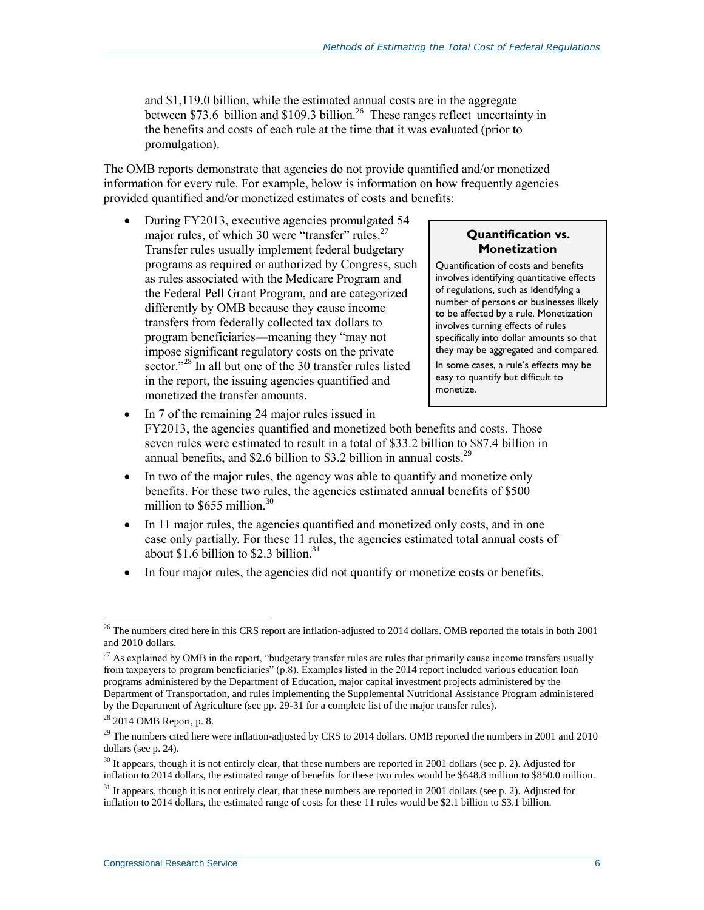and $1,119.0 billion, while the estimated annual costs are in the aggregate between $73.6 billion and $109.3 billion.[26] These ranges reflect uncertainty in the benefits and costs of each rule at the time that it was evaluated (prior to promulgation).

The OMB reports demonstrate that agencies do not provide quantified and/or monetized information for every rule. For example, below is information on how frequently agencies provided quantified and/or monetized estimates of costs and benefits:

- During FY2013, executive agencies promulgated 54 major rules, of which 30 were "transfer" rules.[27] Transfer rules usually implement federal budgetary programs as required or authorized by Congress, such as rules associated with the Medicare Program and the Federal Pell Grant Program, and are categorized differently by OMB because they cause income transfers from federally collected tax dollars to program beneficiaries—meaning they "may not impose significant regulatory costs on the private sector."[28] In all but one of the 30 transfer rules listed in the report, the issuing agencies quantified and monetized the transfer amounts.
- In 7 of the remaining 24 major rules issued in FY2013, the agencies quantified and monetized both benefits and costs. Those seven rules were estimated to result in a total of $33.2 billion to $87.4 billion in annual benefits, and $2.6 billion to $3.2 billion in annual costs.[29]
- In two of the major rules, the agency was able to quantify and monetize only benefits. For these two rules, the agencies estimated annual benefits of $500 million to $655 million.[30]
- In 11 major rules, the agencies quantified and monetized only costs, and in one case only partially. For these 11 rules, the agencies estimated total annual costs of about $1.6 billion to $2.3 billion.[31]
- In four major rules, the agencies did not quantify or monetize costs or benefits.

> **Quantification vs. Monetization**
>
> Quantification of costs and benefits involves identifying quantitative effects of regulations, such as identifying a number of persons or businesses likely to be affected by a rule. Monetization involves turning effects of rules specifically into dollar amounts so that they may be aggregated and compared.
>
> In some cases, a rule's effects may be easy to quantify but difficult to monetize.

---

[26] The numbers cited here in this CRS report are inflation-adjusted to 2014 dollars. OMB reported the totals in both 2001 and 2010 dollars.

[27] As explained by OMB in the report, "budgetary transfer rules are rules that primarily cause income transfers usually from taxpayers to program beneficiaries" (p.8). Examples listed in the 2014 report included various education loan programs administered by the Department of Education, major capital investment projects administered by the Department of Transportation, and rules implementing the Supplemental Nutritional Assistance Program administered by the Department of Agriculture (see pp. 29-31 for a complete list of the major transfer rules).

[28] 2014 OMB Report, p. 8.

[29] The numbers cited here were inflation-adjusted by CRS to 2014 dollars. OMB reported the numbers in 2001 and 2010 dollars (see p. 24).

[30] It appears, though it is not entirely clear, that these numbers are reported in 2001 dollars (see p. 2). Adjusted for inflation to 2014 dollars, the estimated range of benefits for these two rules would be $648.8 million to $850.0 million.

[31] It appears, though it is not entirely clear, that these numbers are reported in 2001 dollars (see p. 2). Adjusted for inflation to 2014 dollars, the estimated range of costs for these 11 rules would be $2.1 billion to $3.1 billion.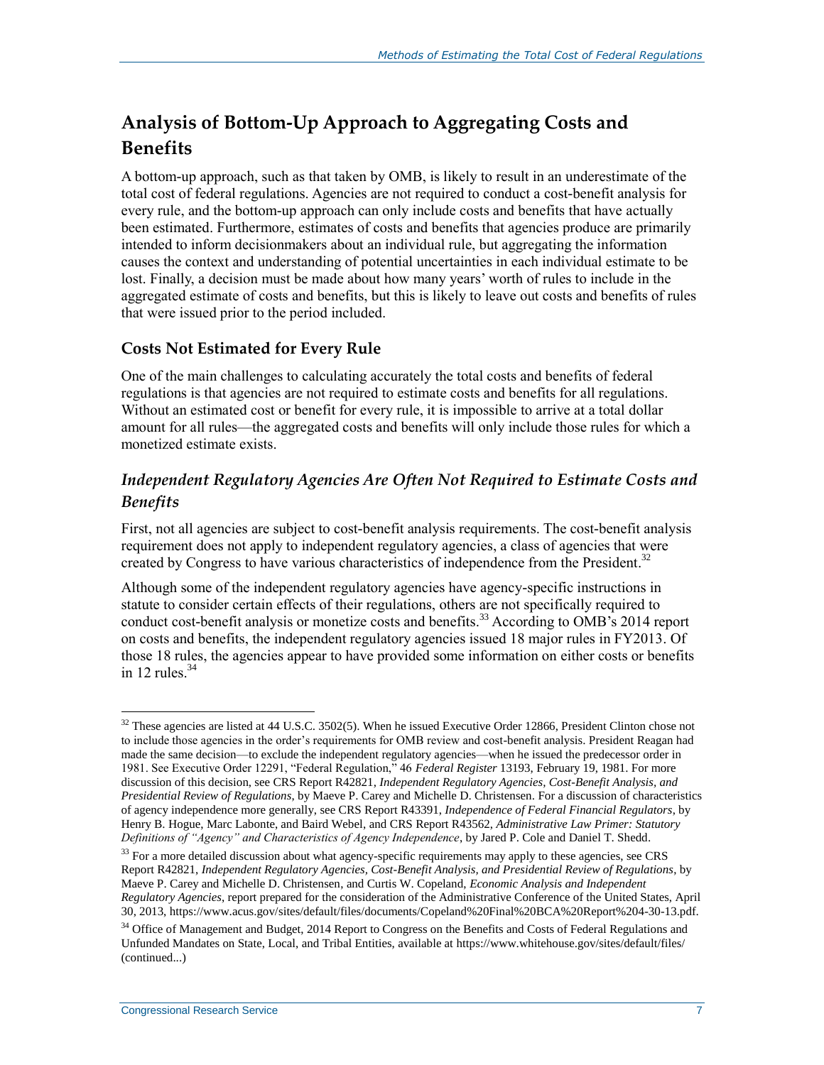## Analysis of Bottom-Up Approach to Aggregating Costs and Benefits

A bottom-up approach, such as that taken by OMB, is likely to result in an underestimate of the total cost of federal regulations. Agencies are not required to conduct a cost-benefit analysis for every rule, and the bottom-up approach can only include costs and benefits that have actually been estimated. Furthermore, estimates of costs and benefits that agencies produce are primarily intended to inform decisionmakers about an individual rule, but aggregating the information causes the context and understanding of potential uncertainties in each individual estimate to be lost. Finally, a decision must be made about how many years' worth of rules to include in the aggregated estimate of costs and benefits, but this is likely to leave out costs and benefits of rules that were issued prior to the period included.

### Costs Not Estimated for Every Rule

One of the main challenges to calculating accurately the total costs and benefits of federal regulations is that agencies are not required to estimate costs and benefits for all regulations. Without an estimated cost or benefit for every rule, it is impossible to arrive at a total dollar amount for all rules—the aggregated costs and benefits will only include those rules for which a monetized estimate exists.

#### *Independent Regulatory Agencies Are Often Not Required to Estimate Costs and Benefits*

First, not all agencies are subject to cost-benefit analysis requirements. The cost-benefit analysis requirement does not apply to independent regulatory agencies, a class of agencies that were created by Congress to have various characteristics of independence from the President.[32]

Although some of the independent regulatory agencies have agency-specific instructions in statute to consider certain effects of their regulations, others are not specifically required to conduct cost-benefit analysis or monetize costs and benefits.[33] According to OMB's 2014 report on costs and benefits, the independent regulatory agencies issued 18 major rules in FY2013. Of those 18 rules, the agencies appear to have provided some information on either costs or benefits in 12 rules.[34]

---

[32] These agencies are listed at 44 U.S.C. 3502(5). When he issued Executive Order 12866, President Clinton chose not to include those agencies in the order's requirements for OMB review and cost-benefit analysis. President Reagan had made the same decision—to exclude the independent regulatory agencies—when he issued the predecessor order in 1981. See Executive Order 12291, "Federal Regulation," 46 *Federal Register* 13193, February 19, 1981. For more discussion of this decision, see CRS Report R42821, *Independent Regulatory Agencies, Cost-Benefit Analysis, and Presidential Review of Regulations*, by Maeve P. Carey and Michelle D. Christensen. For a discussion of characteristics of agency independence more generally, see CRS Report R43391, *Independence of Federal Financial Regulators*, by Henry B. Hogue, Marc Labonte, and Baird Webel, and CRS Report R43562, *Administrative Law Primer: Statutory Definitions of "Agency" and Characteristics of Agency Independence*, by Jared P. Cole and Daniel T. Shedd.

[33] For a more detailed discussion about what agency-specific requirements may apply to these agencies, see CRS Report R42821, *Independent Regulatory Agencies, Cost-Benefit Analysis, and Presidential Review of Regulations*, by Maeve P. Carey and Michelle D. Christensen, and Curtis W. Copeland, *Economic Analysis and Independent Regulatory Agencies*, report prepared for the consideration of the Administrative Conference of the United States, April 30, 2013, https://www.acus.gov/sites/default/files/documents/Copeland%20Final%20BCA%20Report%204-30-13.pdf.

[34] Office of Management and Budget, 2014 Report to Congress on the Benefits and Costs of Federal Regulations and Unfunded Mandates on State, Local, and Tribal Entities, available at https://www.whitehouse.gov/sites/default/files/ (continued...)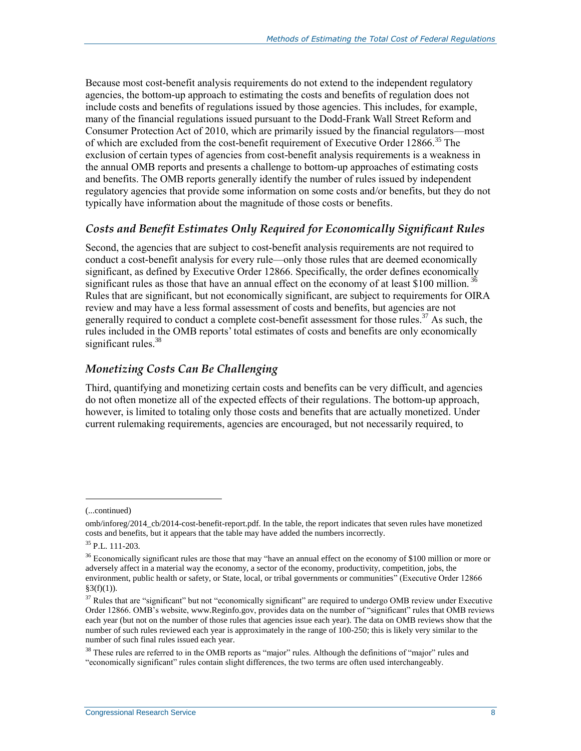Because most cost-benefit analysis requirements do not extend to the independent regulatory agencies, the bottom-up approach to estimating the costs and benefits of regulation does not include costs and benefits of regulations issued by those agencies. This includes, for example, many of the financial regulations issued pursuant to the Dodd-Frank Wall Street Reform and Consumer Protection Act of 2010, which are primarily issued by the financial regulators—most of which are excluded from the cost-benefit requirement of Executive Order 12866.[35] The exclusion of certain types of agencies from cost-benefit analysis requirements is a weakness in the annual OMB reports and presents a challenge to bottom-up approaches of estimating costs and benefits. The OMB reports generally identify the number of rules issued by independent regulatory agencies that provide some information on some costs and/or benefits, but they do not typically have information about the magnitude of those costs or benefits.

### *Costs and Benefit Estimates Only Required for Economically Significant Rules*

Second, the agencies that are subject to cost-benefit analysis requirements are not required to conduct a cost-benefit analysis for every rule—only those rules that are deemed economically significant, as defined by Executive Order 12866. Specifically, the order defines economically significant rules as those that have an annual effect on the economy of at least $100 million.[36] Rules that are significant, but not economically significant, are subject to requirements for OIRA review and may have a less formal assessment of costs and benefits, but agencies are not generally required to conduct a complete cost-benefit assessment for those rules.[37] As such, the rules included in the OMB reports' total estimates of costs and benefits are only economically significant rules.[38]

### *Monetizing Costs Can Be Challenging*

Third, quantifying and monetizing certain costs and benefits can be very difficult, and agencies do not often monetize all of the expected effects of their regulations. The bottom-up approach, however, is limited to totaling only those costs and benefits that are actually monetized. Under current rulemaking requirements, agencies are encouraged, but not necessarily required, to

---

(...continued)

omb/inforeg/2014_cb/2014-cost-benefit-report.pdf. In the table, the report indicates that seven rules have monetized costs and benefits, but it appears that the table may have added the numbers incorrectly.

[35] P.L. 111-203.

[36] Economically significant rules are those that may "have an annual effect on the economy of $100 million or more or adversely affect in a material way the economy, a sector of the economy, productivity, competition, jobs, the environment, public health or safety, or State, local, or tribal governments or communities" (Executive Order 12866 §3(f)(1)).

[37] Rules that are "significant" but not "economically significant" are required to undergo OMB review under Executive Order 12866. OMB's website, www.Reginfo.gov, provides data on the number of "significant" rules that OMB reviews each year (but not on the number of those rules that agencies issue each year). The data on OMB reviews show that the number of such rules reviewed each year is approximately in the range of 100-250; this is likely very similar to the number of such final rules issued each year.

[38] These rules are referred to in the OMB reports as "major" rules. Although the definitions of "major" rules and "economically significant" rules contain slight differences, the two terms are often used interchangeably.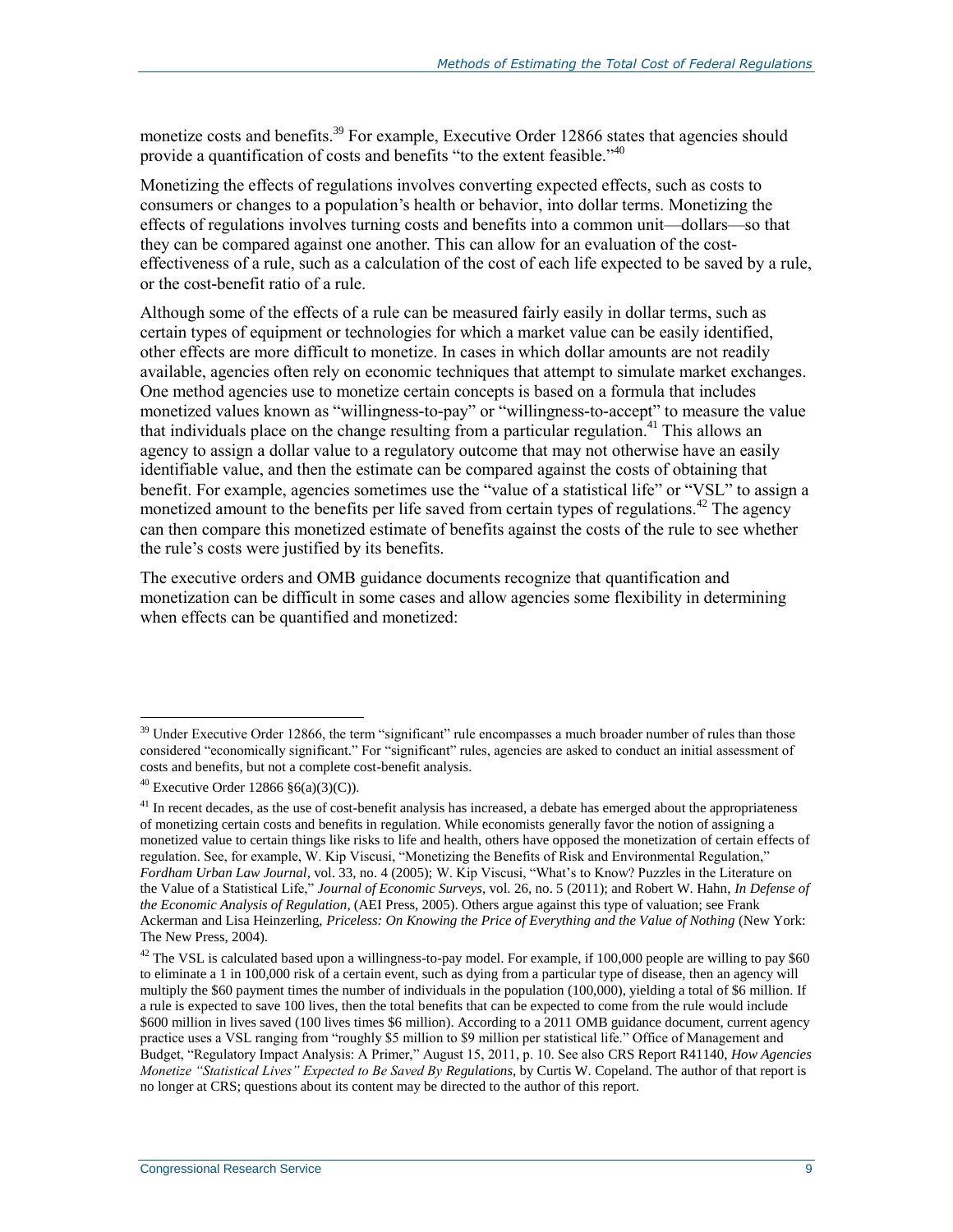monetize costs and benefits.[39] For example, Executive Order 12866 states that agencies should provide a quantification of costs and benefits "to the extent feasible."[40]

Monetizing the effects of regulations involves converting expected effects, such as costs to consumers or changes to a population's health or behavior, into dollar terms. Monetizing the effects of regulations involves turning costs and benefits into a common unit—dollars—so that they can be compared against one another. This can allow for an evaluation of the cost-effectiveness of a rule, such as a calculation of the cost of each life expected to be saved by a rule, or the cost-benefit ratio of a rule.

Although some of the effects of a rule can be measured fairly easily in dollar terms, such as certain types of equipment or technologies for which a market value can be easily identified, other effects are more difficult to monetize. In cases in which dollar amounts are not readily available, agencies often rely on economic techniques that attempt to simulate market exchanges. One method agencies use to monetize certain concepts is based on a formula that includes monetized values known as "willingness-to-pay" or "willingness-to-accept" to measure the value that individuals place on the change resulting from a particular regulation.[41] This allows an agency to assign a dollar value to a regulatory outcome that may not otherwise have an easily identifiable value, and then the estimate can be compared against the costs of obtaining that benefit. For example, agencies sometimes use the "value of a statistical life" or "VSL" to assign a monetized amount to the benefits per life saved from certain types of regulations.[42] The agency can then compare this monetized estimate of benefits against the costs of the rule to see whether the rule's costs were justified by its benefits.

The executive orders and OMB guidance documents recognize that quantification and monetization can be difficult in some cases and allow agencies some flexibility in determining when effects can be quantified and monetized:

---

[39] Under Executive Order 12866, the term "significant" rule encompasses a much broader number of rules than those considered "economically significant." For "significant" rules, agencies are asked to conduct an initial assessment of costs and benefits, but not a complete cost-benefit analysis.

[40] Executive Order 12866 §6(a)(3)(C)).

[41] In recent decades, as the use of cost-benefit analysis has increased, a debate has emerged about the appropriateness of monetizing certain costs and benefits in regulation. While economists generally favor the notion of assigning a monetized value to certain things like risks to life and health, others have opposed the monetization of certain effects of regulation. See, for example, W. Kip Viscusi, "Monetizing the Benefits of Risk and Environmental Regulation," *Fordham Urban Law Journal*, vol. 33, no. 4 (2005); W. Kip Viscusi, "What's to Know? Puzzles in the Literature on the Value of a Statistical Life," *Journal of Economic Surveys*, vol. 26, no. 5 (2011); and Robert W. Hahn, *In Defense of the Economic Analysis of Regulation*, (AEI Press, 2005). Others argue against this type of valuation; see Frank Ackerman and Lisa Heinzerling, *Priceless: On Knowing the Price of Everything and the Value of Nothing* (New York: The New Press, 2004).

[42] The VSL is calculated based upon a willingness-to-pay model. For example, if 100,000 people are willing to pay $60 to eliminate a 1 in 100,000 risk of a certain event, such as dying from a particular type of disease, then an agency will multiply the $60 payment times the number of individuals in the population (100,000), yielding a total of $6 million. If a rule is expected to save 100 lives, then the total benefits that can be expected to come from the rule would include $600 million in lives saved (100 lives times $6 million). According to a 2011 OMB guidance document, current agency practice uses a VSL ranging from "roughly $5 million to $9 million per statistical life." Office of Management and Budget, "Regulatory Impact Analysis: A Primer," August 15, 2011, p. 10. See also CRS Report R41140, *How Agencies Monetize "Statistical Lives" Expected to Be Saved By Regulations*, by Curtis W. Copeland. The author of that report is no longer at CRS; questions about its content may be directed to the author of this report.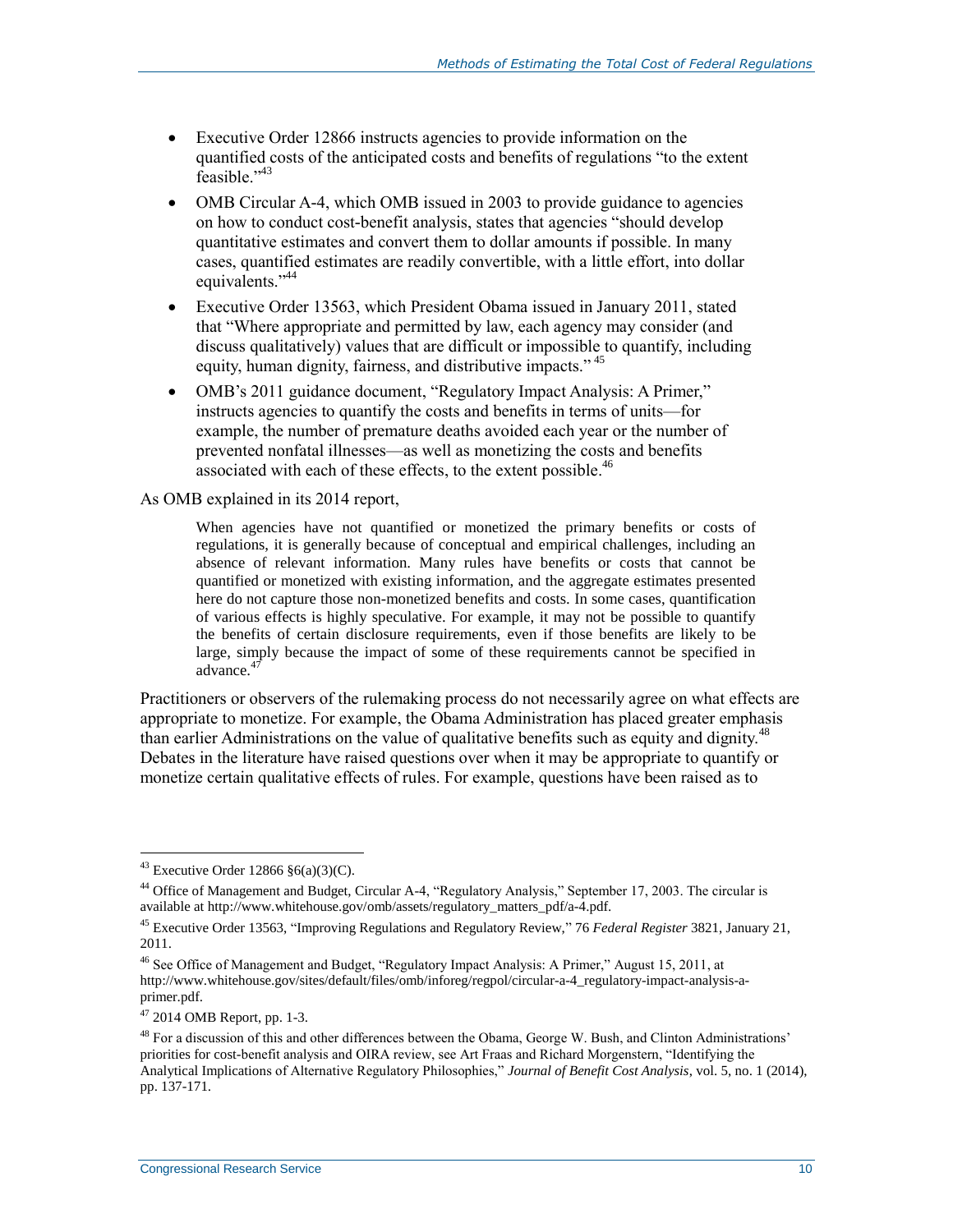- Executive Order 12866 instructs agencies to provide information on the quantified costs of the anticipated costs and benefits of regulations "to the extent feasible."[43]
- OMB Circular A-4, which OMB issued in 2003 to provide guidance to agencies on how to conduct cost-benefit analysis, states that agencies "should develop quantitative estimates and convert them to dollar amounts if possible. In many cases, quantified estimates are readily convertible, with a little effort, into dollar equivalents."[44]
- Executive Order 13563, which President Obama issued in January 2011, stated that "Where appropriate and permitted by law, each agency may consider (and discuss qualitatively) values that are difficult or impossible to quantify, including equity, human dignity, fairness, and distributive impacts."[45]
- OMB's 2011 guidance document, "Regulatory Impact Analysis: A Primer," instructs agencies to quantify the costs and benefits in terms of units—for example, the number of premature deaths avoided each year or the number of prevented nonfatal illnesses—as well as monetizing the costs and benefits associated with each of these effects, to the extent possible.[46]

As OMB explained in its 2014 report,

> When agencies have not quantified or monetized the primary benefits or costs of regulations, it is generally because of conceptual and empirical challenges, including an absence of relevant information. Many rules have benefits or costs that cannot be quantified or monetized with existing information, and the aggregate estimates presented here do not capture those non-monetized benefits and costs. In some cases, quantification of various effects is highly speculative. For example, it may not be possible to quantify the benefits of certain disclosure requirements, even if those benefits are likely to be large, simply because the impact of some of these requirements cannot be specified in advance.[47]

Practitioners or observers of the rulemaking process do not necessarily agree on what effects are appropriate to monetize. For example, the Obama Administration has placed greater emphasis than earlier Administrations on the value of qualitative benefits such as equity and dignity.[48] Debates in the literature have raised questions over when it may be appropriate to quantify or monetize certain qualitative effects of rules. For example, questions have been raised as to

---

[43] Executive Order 12866 §6(a)(3)(C).

[44] Office of Management and Budget, Circular A-4, "Regulatory Analysis," September 17, 2003. The circular is available at http://www.whitehouse.gov/omb/assets/regulatory_matters_pdf/a-4.pdf.

[45] Executive Order 13563, "Improving Regulations and Regulatory Review," 76 *Federal Register* 3821, January 21, 2011.

[46] See Office of Management and Budget, "Regulatory Impact Analysis: A Primer," August 15, 2011, at http://www.whitehouse.gov/sites/default/files/omb/inforeg/regpol/circular-a-4_regulatory-impact-analysis-a-primer.pdf.

[47] 2014 OMB Report, pp. 1-3.

[48] For a discussion of this and other differences between the Obama, George W. Bush, and Clinton Administrations' priorities for cost-benefit analysis and OIRA review, see Art Fraas and Richard Morgenstern, "Identifying the Analytical Implications of Alternative Regulatory Philosophies," *Journal of Benefit Cost Analysis*, vol. 5, no. 1 (2014), pp. 137-171.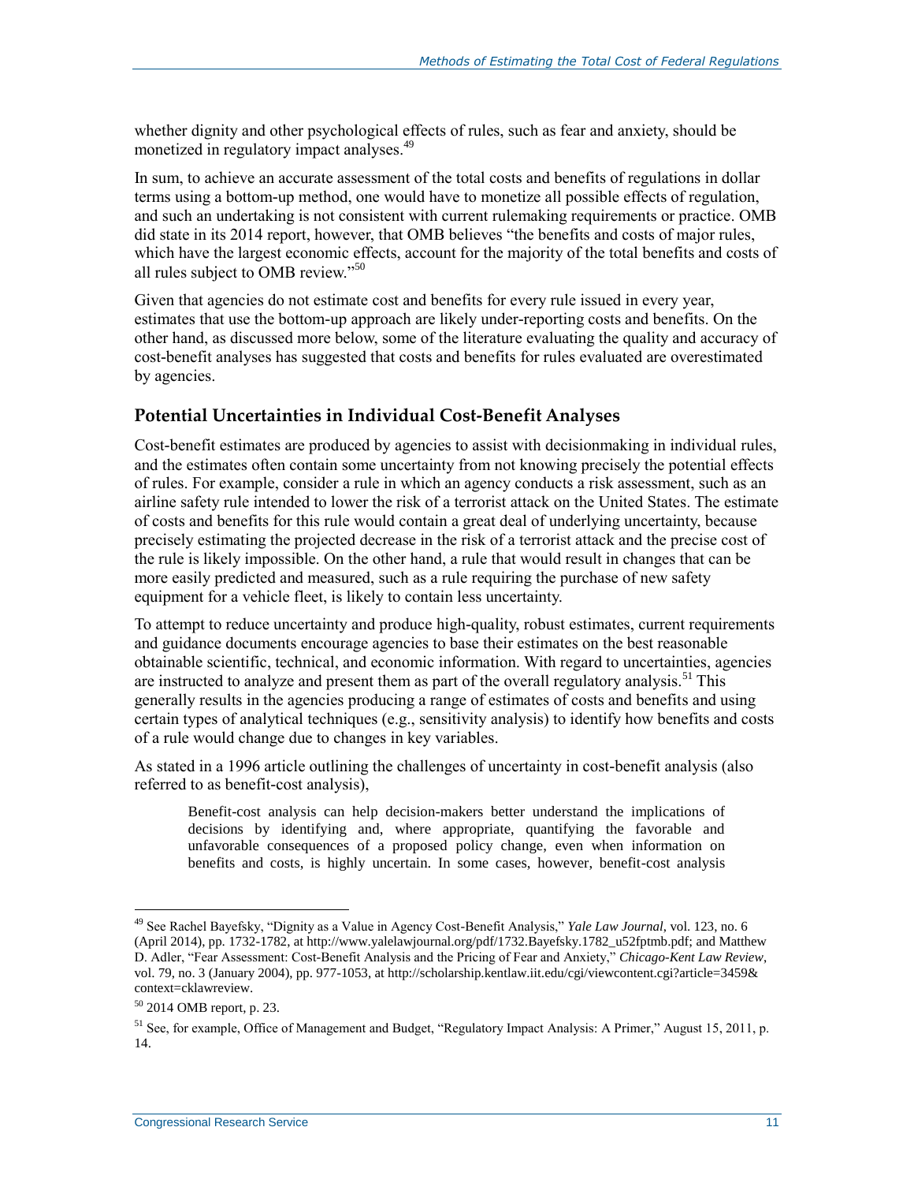whether dignity and other psychological effects of rules, such as fear and anxiety, should be monetized in regulatory impact analyses.[49]

In sum, to achieve an accurate assessment of the total costs and benefits of regulations in dollar terms using a bottom-up method, one would have to monetize all possible effects of regulation, and such an undertaking is not consistent with current rulemaking requirements or practice. OMB did state in its 2014 report, however, that OMB believes "the benefits and costs of major rules, which have the largest economic effects, account for the majority of the total benefits and costs of all rules subject to OMB review."[50]

Given that agencies do not estimate cost and benefits for every rule issued in every year, estimates that use the bottom-up approach are likely under-reporting costs and benefits. On the other hand, as discussed more below, some of the literature evaluating the quality and accuracy of cost-benefit analyses has suggested that costs and benefits for rules evaluated are overestimated by agencies.

## Potential Uncertainties in Individual Cost-Benefit Analyses

Cost-benefit estimates are produced by agencies to assist with decisionmaking in individual rules, and the estimates often contain some uncertainty from not knowing precisely the potential effects of rules. For example, consider a rule in which an agency conducts a risk assessment, such as an airline safety rule intended to lower the risk of a terrorist attack on the United States. The estimate of costs and benefits for this rule would contain a great deal of underlying uncertainty, because precisely estimating the projected decrease in the risk of a terrorist attack and the precise cost of the rule is likely impossible. On the other hand, a rule that would result in changes that can be more easily predicted and measured, such as a rule requiring the purchase of new safety equipment for a vehicle fleet, is likely to contain less uncertainty.

To attempt to reduce uncertainty and produce high-quality, robust estimates, current requirements and guidance documents encourage agencies to base their estimates on the best reasonable obtainable scientific, technical, and economic information. With regard to uncertainties, agencies are instructed to analyze and present them as part of the overall regulatory analysis.[51] This generally results in the agencies producing a range of estimates of costs and benefits and using certain types of analytical techniques (e.g., sensitivity analysis) to identify how benefits and costs of a rule would change due to changes in key variables.

As stated in a 1996 article outlining the challenges of uncertainty in cost-benefit analysis (also referred to as benefit-cost analysis),

> Benefit-cost analysis can help decision-makers better understand the implications of decisions by identifying and, where appropriate, quantifying the favorable and unfavorable consequences of a proposed policy change, even when information on benefits and costs, is highly uncertain. In some cases, however, benefit-cost analysis

---

[49] See Rachel Bayefsky, "Dignity as a Value in Agency Cost-Benefit Analysis," *Yale Law Journal*, vol. 123, no. 6 (April 2014), pp. 1732-1782, at http://www.yalelawjournal.org/pdf/1732.Bayefsky.1782_u52fptmb.pdf; and Matthew D. Adler, "Fear Assessment: Cost-Benefit Analysis and the Pricing of Fear and Anxiety," *Chicago-Kent Law Review*, vol. 79, no. 3 (January 2004), pp. 977-1053, at http://scholarship.kentlaw.iit.edu/cgi/viewcontent.cgi?article=3459&context=cklawreview.

[50] 2014 OMB report, p. 23.

[51] See, for example, Office of Management and Budget, "Regulatory Impact Analysis: A Primer," August 15, 2011, p. 14.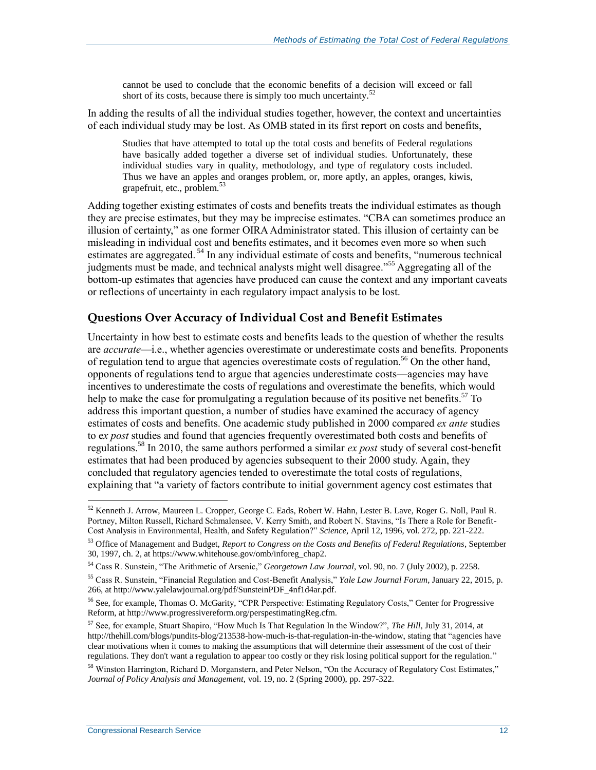> cannot be used to conclude that the economic benefits of a decision will exceed or fall short of its costs, because there is simply too much uncertainty.[52]

In adding the results of all the individual studies together, however, the context and uncertainties of each individual study may be lost. As OMB stated in its first report on costs and benefits,

> Studies that have attempted to total up the total costs and benefits of Federal regulations have basically added together a diverse set of individual studies. Unfortunately, these individual studies vary in quality, methodology, and type of regulatory costs included. Thus we have an apples and oranges problem, or, more aptly, an apples, oranges, kiwis, grapefruit, etc., problem.[53]

Adding together existing estimates of costs and benefits treats the individual estimates as though they are precise estimates, but they may be imprecise estimates. "CBA can sometimes produce an illusion of certainty," as one former OIRA Administrator stated. This illusion of certainty can be misleading in individual cost and benefits estimates, and it becomes even more so when such estimates are aggregated.[54] In any individual estimate of costs and benefits, "numerous technical judgments must be made, and technical analysts might well disagree."[55] Aggregating all of the bottom-up estimates that agencies have produced can cause the context and any important caveats or reflections of uncertainty in each regulatory impact analysis to be lost.

## Questions Over Accuracy of Individual Cost and Benefit Estimates

Uncertainty in how best to estimate costs and benefits leads to the question of whether the results are *accurate*—i.e., whether agencies overestimate or underestimate costs and benefits. Proponents of regulation tend to argue that agencies overestimate costs of regulation.[56] On the other hand, opponents of regulations tend to argue that agencies underestimate costs—agencies may have incentives to underestimate the costs of regulations and overestimate the benefits, which would help to make the case for promulgating a regulation because of its positive net benefits.[57] To address this important question, a number of studies have examined the accuracy of agency estimates of costs and benefits. One academic study published in 2000 compared *ex ante* studies to e*x post* studies and found that agencies frequently overestimated both costs and benefits of regulations.[58] In 2010, the same authors performed a similar *ex post* study of several cost-benefit estimates that had been produced by agencies subsequent to their 2000 study. Again, they concluded that regulatory agencies tended to overestimate the total costs of regulations, explaining that "a variety of factors contribute to initial government agency cost estimates that

---

[52] Kenneth J. Arrow, Maureen L. Cropper, George C. Eads, Robert W. Hahn, Lester B. Lave, Roger G. Noll, Paul R. Portney, Milton Russell, Richard Schmalensee, V. Kerry Smith, and Robert N. Stavins, "Is There a Role for Benefit-Cost Analysis in Environmental, Health, and Safety Regulation?" *Science*, April 12, 1996, vol. 272, pp. 221-222.

[53] Office of Management and Budget, *Report to Congress on the Costs and Benefits of Federal Regulations*, September 30, 1997, ch. 2, at https://www.whitehouse.gov/omb/inforeg_chap2.

[54] Cass R. Sunstein, "The Arithmetic of Arsenic," *Georgetown Law Journal*, vol. 90, no. 7 (July 2002), p. 2258.

[55] Cass R. Sunstein, "Financial Regulation and Cost-Benefit Analysis," *Yale Law Journal Forum*, January 22, 2015, p. 266, at http://www.yalelawjournal.org/pdf/SunsteinPDF_4nf1d4ar.pdf.

[56] See, for example, Thomas O. McGarity, "CPR Perspective: Estimating Regulatory Costs," Center for Progressive Reform, at http://www.progressivereform.org/perspestimatingReg.cfm.

[57] See, for example, Stuart Shapiro, "How Much Is That Regulation In the Window?", *The Hill,* July 31, 2014, at http://thehill.com/blogs/pundits-blog/213538-how-much-is-that-regulation-in-the-window, stating that "agencies have clear motivations when it comes to making the assumptions that will determine their assessment of the cost of their regulations. They don't want a regulation to appear too costly or they risk losing political support for the regulation."

[58] Winston Harrington, Richard D. Morganstern, and Peter Nelson, "On the Accuracy of Regulatory Cost Estimates," *Journal of Policy Analysis and Management*, vol. 19, no. 2 (Spring 2000), pp. 297-322.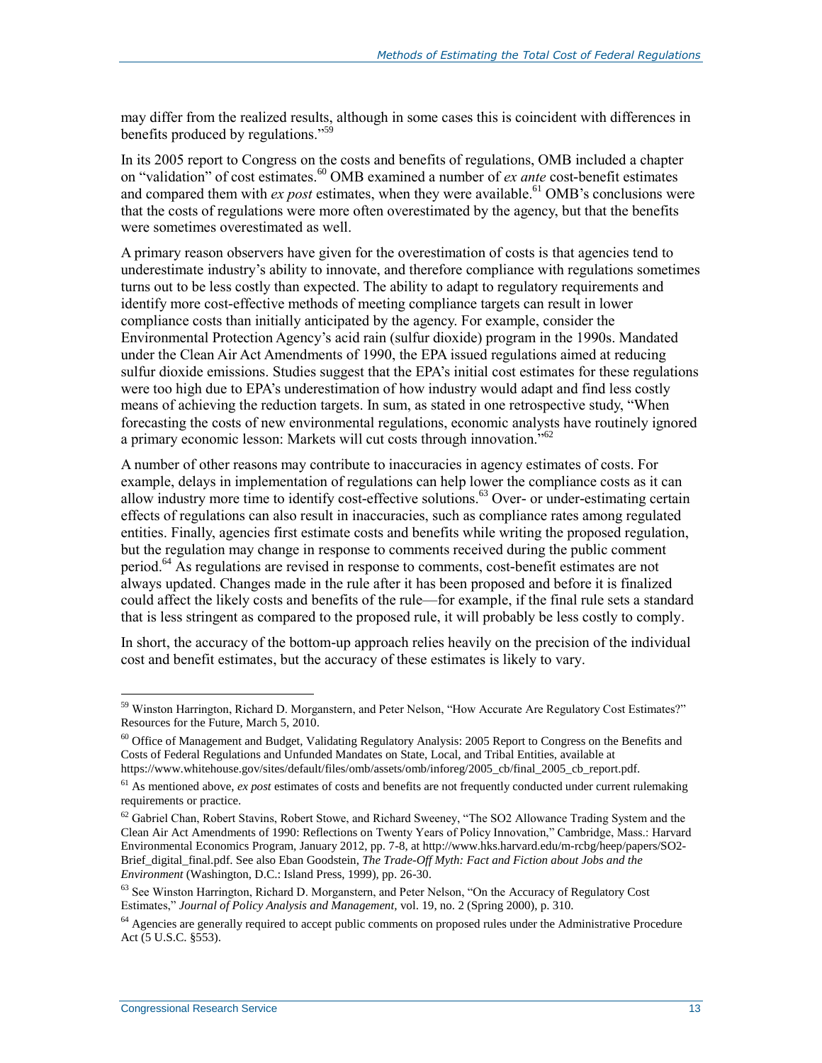may differ from the realized results, although in some cases this is coincident with differences in benefits produced by regulations."[59]

In its 2005 report to Congress on the costs and benefits of regulations, OMB included a chapter on "validation" of cost estimates.[60] OMB examined a number of *ex ante* cost-benefit estimates and compared them with *ex post* estimates, when they were available.[61] OMB's conclusions were that the costs of regulations were more often overestimated by the agency, but that the benefits were sometimes overestimated as well.

A primary reason observers have given for the overestimation of costs is that agencies tend to underestimate industry's ability to innovate, and therefore compliance with regulations sometimes turns out to be less costly than expected. The ability to adapt to regulatory requirements and identify more cost-effective methods of meeting compliance targets can result in lower compliance costs than initially anticipated by the agency. For example, consider the Environmental Protection Agency's acid rain (sulfur dioxide) program in the 1990s. Mandated under the Clean Air Act Amendments of 1990, the EPA issued regulations aimed at reducing sulfur dioxide emissions. Studies suggest that the EPA's initial cost estimates for these regulations were too high due to EPA's underestimation of how industry would adapt and find less costly means of achieving the reduction targets. In sum, as stated in one retrospective study, "When forecasting the costs of new environmental regulations, economic analysts have routinely ignored a primary economic lesson: Markets will cut costs through innovation."[62]

A number of other reasons may contribute to inaccuracies in agency estimates of costs. For example, delays in implementation of regulations can help lower the compliance costs as it can allow industry more time to identify cost-effective solutions.[63] Over- or under-estimating certain effects of regulations can also result in inaccuracies, such as compliance rates among regulated entities. Finally, agencies first estimate costs and benefits while writing the proposed regulation, but the regulation may change in response to comments received during the public comment period.[64] As regulations are revised in response to comments, cost-benefit estimates are not always updated. Changes made in the rule after it has been proposed and before it is finalized could affect the likely costs and benefits of the rule—for example, if the final rule sets a standard that is less stringent as compared to the proposed rule, it will probably be less costly to comply.

In short, the accuracy of the bottom-up approach relies heavily on the precision of the individual cost and benefit estimates, but the accuracy of these estimates is likely to vary.

---

[59] Winston Harrington, Richard D. Morganstern, and Peter Nelson, "How Accurate Are Regulatory Cost Estimates?" Resources for the Future, March 5, 2010.

[60] Office of Management and Budget, Validating Regulatory Analysis: 2005 Report to Congress on the Benefits and Costs of Federal Regulations and Unfunded Mandates on State, Local, and Tribal Entities, available at https://www.whitehouse.gov/sites/default/files/omb/assets/omb/inforeg/2005_cb/final_2005_cb_report.pdf.

[61] As mentioned above, *ex post* estimates of costs and benefits are not frequently conducted under current rulemaking requirements or practice.

[62] Gabriel Chan, Robert Stavins, Robert Stowe, and Richard Sweeney, "The SO2 Allowance Trading System and the Clean Air Act Amendments of 1990: Reflections on Twenty Years of Policy Innovation," Cambridge, Mass.: Harvard Environmental Economics Program, January 2012, pp. 7-8, at http://www.hks.harvard.edu/m-rcbg/heep/papers/SO2-Brief_digital_final.pdf. See also Eban Goodstein, *The Trade-Off Myth: Fact and Fiction about Jobs and the Environment* (Washington, D.C.: Island Press, 1999), pp. 26-30.

[63] See Winston Harrington, Richard D. Morganstern, and Peter Nelson, "On the Accuracy of Regulatory Cost Estimates," *Journal of Policy Analysis and Management*, vol. 19, no. 2 (Spring 2000), p. 310.

[64] Agencies are generally required to accept public comments on proposed rules under the Administrative Procedure Act (5 U.S.C. §553).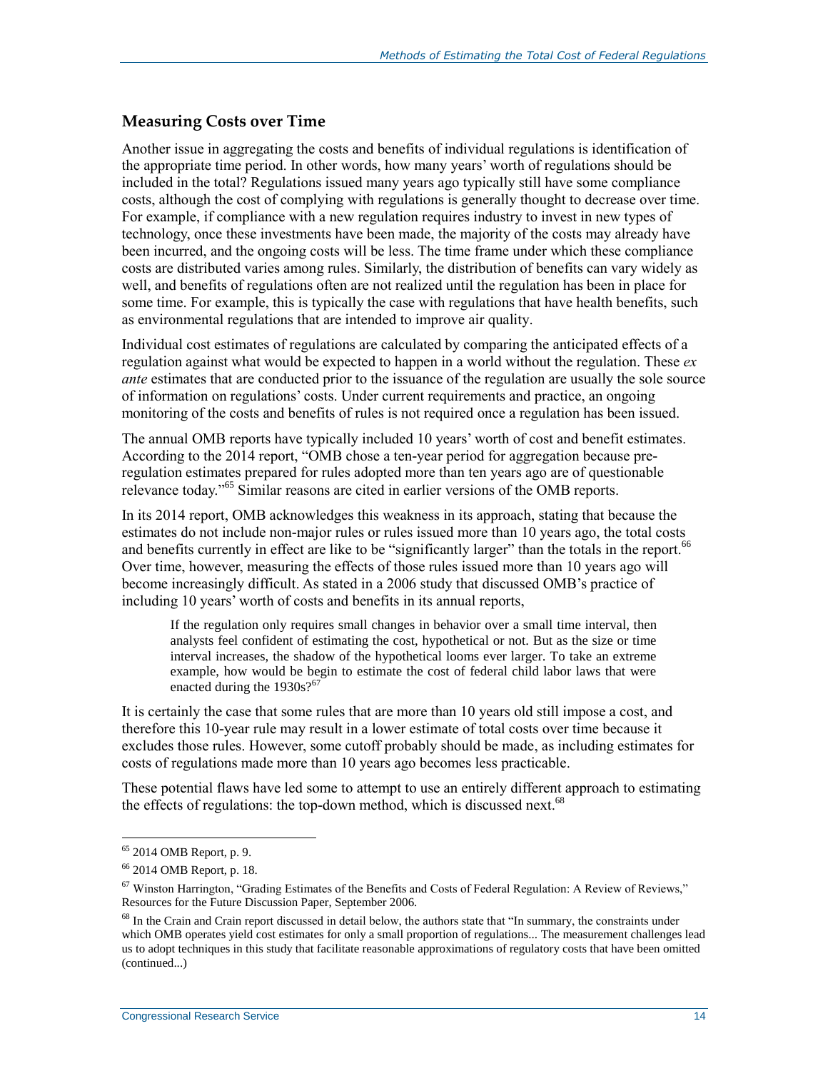## Measuring Costs over Time

Another issue in aggregating the costs and benefits of individual regulations is identification of the appropriate time period. In other words, how many years' worth of regulations should be included in the total? Regulations issued many years ago typically still have some compliance costs, although the cost of complying with regulations is generally thought to decrease over time. For example, if compliance with a new regulation requires industry to invest in new types of technology, once these investments have been made, the majority of the costs may already have been incurred, and the ongoing costs will be less. The time frame under which these compliance costs are distributed varies among rules. Similarly, the distribution of benefits can vary widely as well, and benefits of regulations often are not realized until the regulation has been in place for some time. For example, this is typically the case with regulations that have health benefits, such as environmental regulations that are intended to improve air quality.

Individual cost estimates of regulations are calculated by comparing the anticipated effects of a regulation against what would be expected to happen in a world without the regulation. These *ex ante* estimates that are conducted prior to the issuance of the regulation are usually the sole source of information on regulations' costs. Under current requirements and practice, an ongoing monitoring of the costs and benefits of rules is not required once a regulation has been issued.

The annual OMB reports have typically included 10 years' worth of cost and benefit estimates. According to the 2014 report, "OMB chose a ten-year period for aggregation because pre-regulation estimates prepared for rules adopted more than ten years ago are of questionable relevance today."[65] Similar reasons are cited in earlier versions of the OMB reports.

In its 2014 report, OMB acknowledges this weakness in its approach, stating that because the estimates do not include non-major rules or rules issued more than 10 years ago, the total costs and benefits currently in effect are like to be "significantly larger" than the totals in the report.[66] Over time, however, measuring the effects of those rules issued more than 10 years ago will become increasingly difficult. As stated in a 2006 study that discussed OMB's practice of including 10 years' worth of costs and benefits in its annual reports,

> If the regulation only requires small changes in behavior over a small time interval, then analysts feel confident of estimating the cost, hypothetical or not. But as the size or time interval increases, the shadow of the hypothetical looms ever larger. To take an extreme example, how would be begin to estimate the cost of federal child labor laws that were enacted during the 1930s?[67]

It is certainly the case that some rules that are more than 10 years old still impose a cost, and therefore this 10-year rule may result in a lower estimate of total costs over time because it excludes those rules. However, some cutoff probably should be made, as including estimates for costs of regulations made more than 10 years ago becomes less practicable.

These potential flaws have led some to attempt to use an entirely different approach to estimating the effects of regulations: the top-down method, which is discussed next.[68]

---

[65] 2014 OMB Report, p. 9.

[66] 2014 OMB Report, p. 18.

[67] Winston Harrington, "Grading Estimates of the Benefits and Costs of Federal Regulation: A Review of Reviews," Resources for the Future Discussion Paper, September 2006.

[68] In the Crain and Crain report discussed in detail below, the authors state that "In summary, the constraints under which OMB operates yield cost estimates for only a small proportion of regulations... The measurement challenges lead us to adopt techniques in this study that facilitate reasonable approximations of regulatory costs that have been omitted (continued...)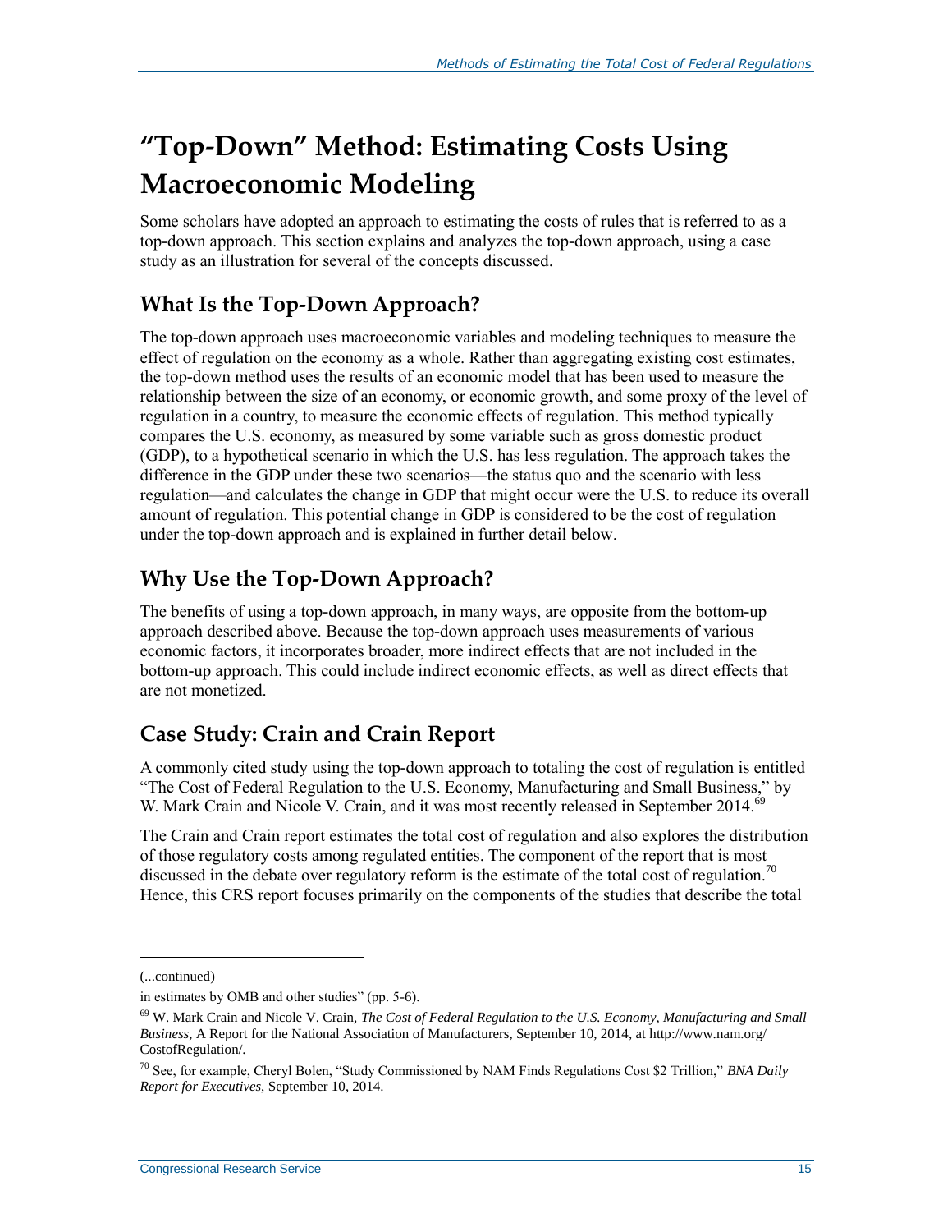# "Top-Down" Method: Estimating Costs Using Macroeconomic Modeling

Some scholars have adopted an approach to estimating the costs of rules that is referred to as a top-down approach. This section explains and analyzes the top-down approach, using a case study as an illustration for several of the concepts discussed.

## What Is the Top-Down Approach?

The top-down approach uses macroeconomic variables and modeling techniques to measure the effect of regulation on the economy as a whole. Rather than aggregating existing cost estimates, the top-down method uses the results of an economic model that has been used to measure the relationship between the size of an economy, or economic growth, and some proxy of the level of regulation in a country, to measure the economic effects of regulation. This method typically compares the U.S. economy, as measured by some variable such as gross domestic product (GDP), to a hypothetical scenario in which the U.S. has less regulation. The approach takes the difference in the GDP under these two scenarios—the status quo and the scenario with less regulation—and calculates the change in GDP that might occur were the U.S. to reduce its overall amount of regulation. This potential change in GDP is considered to be the cost of regulation under the top-down approach and is explained in further detail below.

## Why Use the Top-Down Approach?

The benefits of using a top-down approach, in many ways, are opposite from the bottom-up approach described above. Because the top-down approach uses measurements of various economic factors, it incorporates broader, more indirect effects that are not included in the bottom-up approach. This could include indirect economic effects, as well as direct effects that are not monetized.

## Case Study: Crain and Crain Report

A commonly cited study using the top-down approach to totaling the cost of regulation is entitled "The Cost of Federal Regulation to the U.S. Economy, Manufacturing and Small Business," by W. Mark Crain and Nicole V. Crain, and it was most recently released in September 2014.[69]

The Crain and Crain report estimates the total cost of regulation and also explores the distribution of those regulatory costs among regulated entities. The component of the report that is most discussed in the debate over regulatory reform is the estimate of the total cost of regulation.[70] Hence, this CRS report focuses primarily on the components of the studies that describe the total

---

(...continued)

in estimates by OMB and other studies" (pp. 5-6).

[69] W. Mark Crain and Nicole V. Crain, *The Cost of Federal Regulation to the U.S. Economy, Manufacturing and Small Business*, A Report for the National Association of Manufacturers, September 10, 2014, at http://www.nam.org/CostofRegulation/.

[70] See, for example, Cheryl Bolen, "Study Commissioned by NAM Finds Regulations Cost $2 Trillion," *BNA Daily Report for Executives*, September 10, 2014.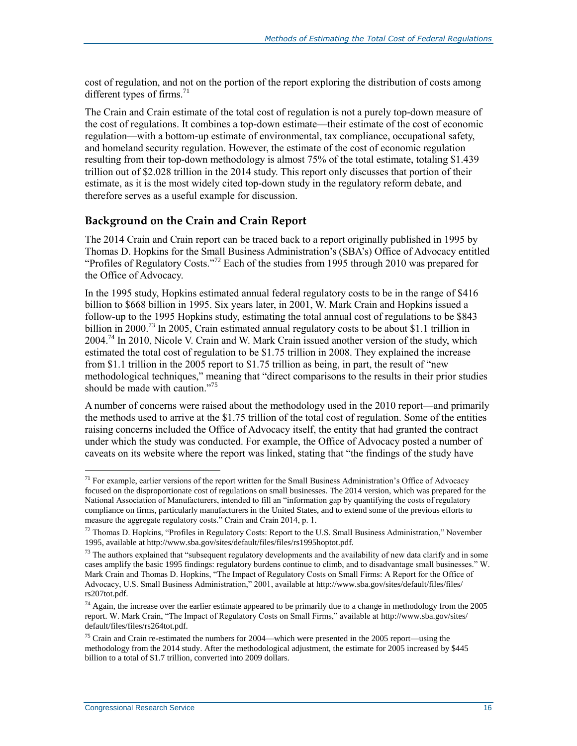cost of regulation, and not on the portion of the report exploring the distribution of costs among different types of firms.[71]

The Crain and Crain estimate of the total cost of regulation is not a purely top-down measure of the cost of regulations. It combines a top-down estimate—their estimate of the cost of economic regulation—with a bottom-up estimate of environmental, tax compliance, occupational safety, and homeland security regulation. However, the estimate of the cost of economic regulation resulting from their top-down methodology is almost 75% of the total estimate, totaling $1.439 trillion out of $2.028 trillion in the 2014 study. This report only discusses that portion of their estimate, as it is the most widely cited top-down study in the regulatory reform debate, and therefore serves as a useful example for discussion.

## Background on the Crain and Crain Report

The 2014 Crain and Crain report can be traced back to a report originally published in 1995 by Thomas D. Hopkins for the Small Business Administration's (SBA's) Office of Advocacy entitled "Profiles of Regulatory Costs."[72] Each of the studies from 1995 through 2010 was prepared for the Office of Advocacy.

In the 1995 study, Hopkins estimated annual federal regulatory costs to be in the range of $416 billion to $668 billion in 1995. Six years later, in 2001, W. Mark Crain and Hopkins issued a follow-up to the 1995 Hopkins study, estimating the total annual cost of regulations to be $843 billion in 2000.[73] In 2005, Crain estimated annual regulatory costs to be about $1.1 trillion in 2004.[74] In 2010, Nicole V. Crain and W. Mark Crain issued another version of the study, which estimated the total cost of regulation to be $1.75 trillion in 2008. They explained the increase from $1.1 trillion in the 2005 report to $1.75 trillion as being, in part, the result of "new methodological techniques," meaning that "direct comparisons to the results in their prior studies should be made with caution."[75]

A number of concerns were raised about the methodology used in the 2010 report—and primarily the methods used to arrive at the $1.75 trillion of the total cost of regulation. Some of the entities raising concerns included the Office of Advocacy itself, the entity that had granted the contract under which the study was conducted. For example, the Office of Advocacy posted a number of caveats on its website where the report was linked, stating that "the findings of the study have

---

[71] For example, earlier versions of the report written for the Small Business Administration's Office of Advocacy focused on the disproportionate cost of regulations on small businesses. The 2014 version, which was prepared for the National Association of Manufacturers, intended to fill an "information gap by quantifying the costs of regulatory compliance on firms, particularly manufacturers in the United States, and to extend some of the previous efforts to measure the aggregate regulatory costs." Crain and Crain 2014, p. 1.

[72] Thomas D. Hopkins, "Profiles in Regulatory Costs: Report to the U.S. Small Business Administration," November 1995, available at http://www.sba.gov/sites/default/files/files/rs1995hoptot.pdf.

[73] The authors explained that "subsequent regulatory developments and the availability of new data clarify and in some cases amplify the basic 1995 findings: regulatory burdens continue to climb, and to disadvantage small businesses." W. Mark Crain and Thomas D. Hopkins, "The Impact of Regulatory Costs on Small Firms: A Report for the Office of Advocacy, U.S. Small Business Administration," 2001, available at http://www.sba.gov/sites/default/files/files/rs207tot.pdf.

[74] Again, the increase over the earlier estimate appeared to be primarily due to a change in methodology from the 2005 report. W. Mark Crain, "The Impact of Regulatory Costs on Small Firms," available at http://www.sba.gov/sites/default/files/files/rs264tot.pdf.

[75] Crain and Crain re-estimated the numbers for 2004—which were presented in the 2005 report—using the methodology from the 2014 study. After the methodological adjustment, the estimate for 2005 increased by $445 billion to a total of $1.7 trillion, converted into 2009 dollars.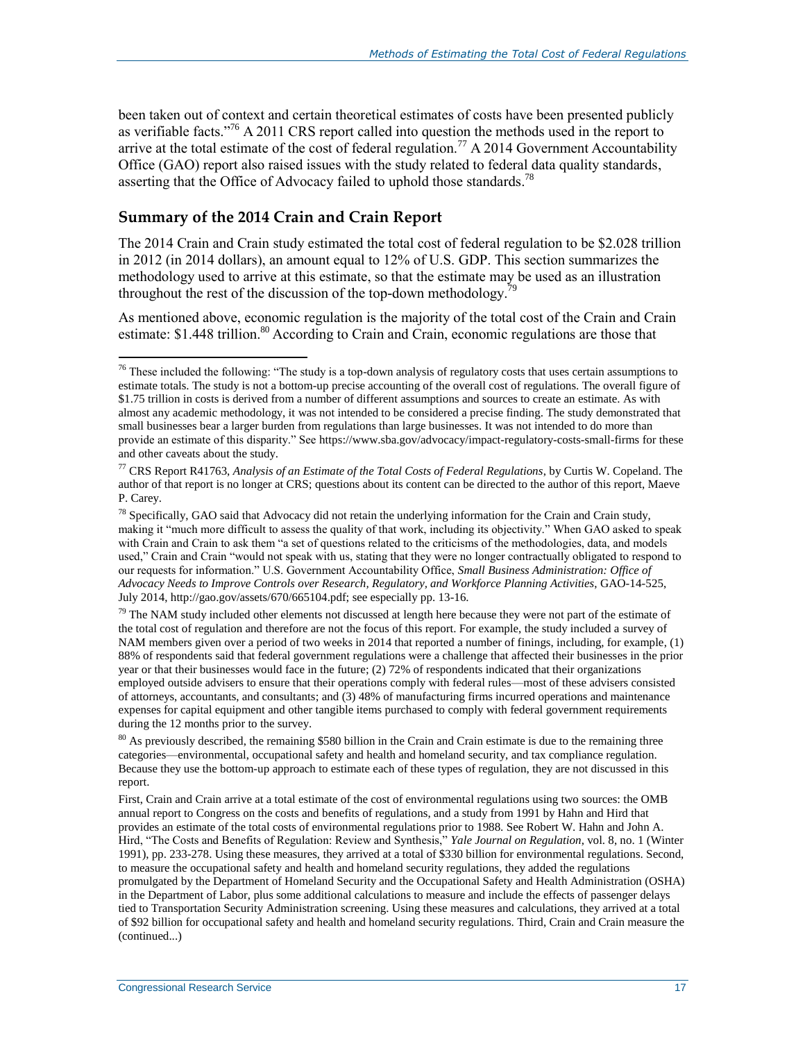been taken out of context and certain theoretical estimates of costs have been presented publicly as verifiable facts."[76] A 2011 CRS report called into question the methods used in the report to arrive at the total estimate of the cost of federal regulation.[77] A 2014 Government Accountability Office (GAO) report also raised issues with the study related to federal data quality standards, asserting that the Office of Advocacy failed to uphold those standards.[78]

## Summary of the 2014 Crain and Crain Report

The 2014 Crain and Crain study estimated the total cost of federal regulation to be $2.028 trillion in 2012 (in 2014 dollars), an amount equal to 12% of U.S. GDP. This section summarizes the methodology used to arrive at this estimate, so that the estimate may be used as an illustration throughout the rest of the discussion of the top-down methodology.[79]

As mentioned above, economic regulation is the majority of the total cost of the Crain and Crain estimate: $1.448 trillion.[80] According to Crain and Crain, economic regulations are those that

---

[76] These included the following: "The study is a top-down analysis of regulatory costs that uses certain assumptions to estimate totals. The study is not a bottom-up precise accounting of the overall cost of regulations. The overall figure of $1.75 trillion in costs is derived from a number of different assumptions and sources to create an estimate. As with almost any academic methodology, it was not intended to be considered a precise finding. The study demonstrated that small businesses bear a larger burden from regulations than large businesses. It was not intended to do more than provide an estimate of this disparity." See https://www.sba.gov/advocacy/impact-regulatory-costs-small-firms for these and other caveats about the study.

[77] CRS Report R41763, *Analysis of an Estimate of the Total Costs of Federal Regulations*, by Curtis W. Copeland. The author of that report is no longer at CRS; questions about its content can be directed to the author of this report, Maeve P. Carey.

[78] Specifically, GAO said that Advocacy did not retain the underlying information for the Crain and Crain study, making it "much more difficult to assess the quality of that work, including its objectivity." When GAO asked to speak with Crain and Crain to ask them "a set of questions related to the criticisms of the methodologies, data, and models used," Crain and Crain "would not speak with us, stating that they were no longer contractually obligated to respond to our requests for information." U.S. Government Accountability Office, *Small Business Administration: Office of Advocacy Needs to Improve Controls over Research, Regulatory, and Workforce Planning Activities*, GAO-14-525, July 2014, http://gao.gov/assets/670/665104.pdf; see especially pp. 13-16.

[79] The NAM study included other elements not discussed at length here because they were not part of the estimate of the total cost of regulation and therefore are not the focus of this report. For example, the study included a survey of NAM members given over a period of two weeks in 2014 that reported a number of finings, including, for example, (1) 88% of respondents said that federal government regulations were a challenge that affected their businesses in the prior year or that their businesses would face in the future; (2) 72% of respondents indicated that their organizations employed outside advisers to ensure that their operations comply with federal rules—most of these advisers consisted of attorneys, accountants, and consultants; and (3) 48% of manufacturing firms incurred operations and maintenance expenses for capital equipment and other tangible items purchased to comply with federal government requirements during the 12 months prior to the survey.

[80] As previously described, the remaining $580 billion in the Crain and Crain estimate is due to the remaining three categories—environmental, occupational safety and health and homeland security, and tax compliance regulation. Because they use the bottom-up approach to estimate each of these types of regulation, they are not discussed in this report.

First, Crain and Crain arrive at a total estimate of the cost of environmental regulations using two sources: the OMB annual report to Congress on the costs and benefits of regulations, and a study from 1991 by Hahn and Hird that provides an estimate of the total costs of environmental regulations prior to 1988. See Robert W. Hahn and John A. Hird, "The Costs and Benefits of Regulation: Review and Synthesis," *Yale Journal on Regulation*, vol. 8, no. 1 (Winter 1991), pp. 233-278. Using these measures, they arrived at a total of $330 billion for environmental regulations. Second, to measure the occupational safety and health and homeland security regulations, they added the regulations promulgated by the Department of Homeland Security and the Occupational Safety and Health Administration (OSHA) in the Department of Labor, plus some additional calculations to measure and include the effects of passenger delays tied to Transportation Security Administration screening. Using these measures and calculations, they arrived at a total of $92 billion for occupational safety and health and homeland security regulations. Third, Crain and Crain measure the (continued...)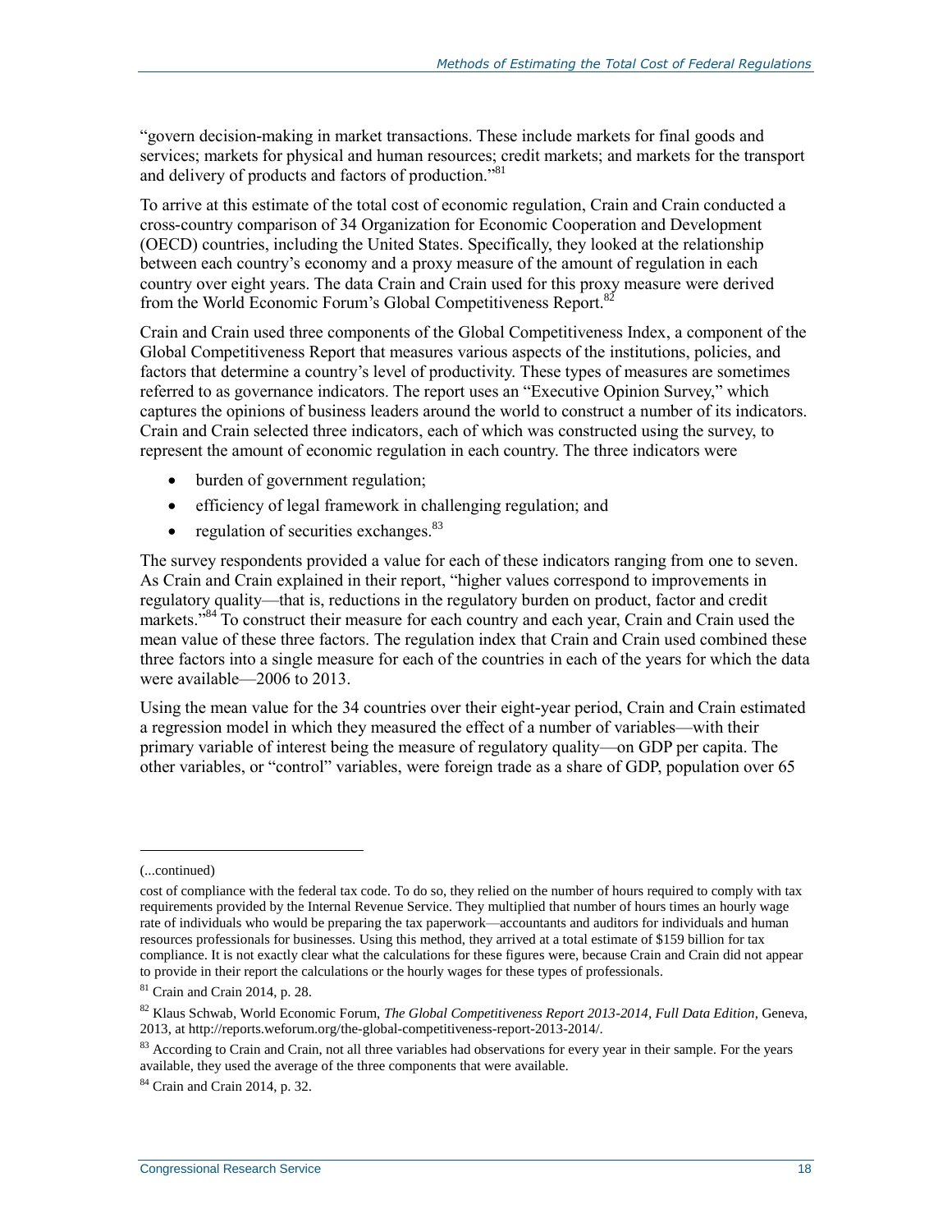"govern decision-making in market transactions. These include markets for final goods and services; markets for physical and human resources; credit markets; and markets for the transport and delivery of products and factors of production."[81]

To arrive at this estimate of the total cost of economic regulation, Crain and Crain conducted a cross-country comparison of 34 Organization for Economic Cooperation and Development (OECD) countries, including the United States. Specifically, they looked at the relationship between each country's economy and a proxy measure of the amount of regulation in each country over eight years. The data Crain and Crain used for this proxy measure were derived from the World Economic Forum's Global Competitiveness Report.[82]

Crain and Crain used three components of the Global Competitiveness Index, a component of the Global Competitiveness Report that measures various aspects of the institutions, policies, and factors that determine a country's level of productivity. These types of measures are sometimes referred to as governance indicators. The report uses an "Executive Opinion Survey," which captures the opinions of business leaders around the world to construct a number of its indicators. Crain and Crain selected three indicators, each of which was constructed using the survey, to represent the amount of economic regulation in each country. The three indicators were

- burden of government regulation;
- efficiency of legal framework in challenging regulation; and
- regulation of securities exchanges.[83]

The survey respondents provided a value for each of these indicators ranging from one to seven. As Crain and Crain explained in their report, "higher values correspond to improvements in regulatory quality—that is, reductions in the regulatory burden on product, factor and credit markets."[84] To construct their measure for each country and each year, Crain and Crain used the mean value of these three factors. The regulation index that Crain and Crain used combined these three factors into a single measure for each of the countries in each of the years for which the data were available—2006 to 2013.

Using the mean value for the 34 countries over their eight-year period, Crain and Crain estimated a regression model in which they measured the effect of a number of variables—with their primary variable of interest being the measure of regulatory quality—on GDP per capita. The other variables, or "control" variables, were foreign trade as a share of GDP, population over 65

---

(...continued)

cost of compliance with the federal tax code. To do so, they relied on the number of hours required to comply with tax requirements provided by the Internal Revenue Service. They multiplied that number of hours times an hourly wage rate of individuals who would be preparing the tax paperwork—accountants and auditors for individuals and human resources professionals for businesses. Using this method, they arrived at a total estimate of $159 billion for tax compliance. It is not exactly clear what the calculations for these figures were, because Crain and Crain did not appear to provide in their report the calculations or the hourly wages for these types of professionals.

[81] Crain and Crain 2014, p. 28.

[82] Klaus Schwab, World Economic Forum, *The Global Competitiveness Report 2013-2014, Full Data Edition*, Geneva, 2013, at http://reports.weforum.org/the-global-competitiveness-report-2013-2014/.

[83] According to Crain and Crain, not all three variables had observations for every year in their sample. For the years available, they used the average of the three components that were available.

[84] Crain and Crain 2014, p. 32.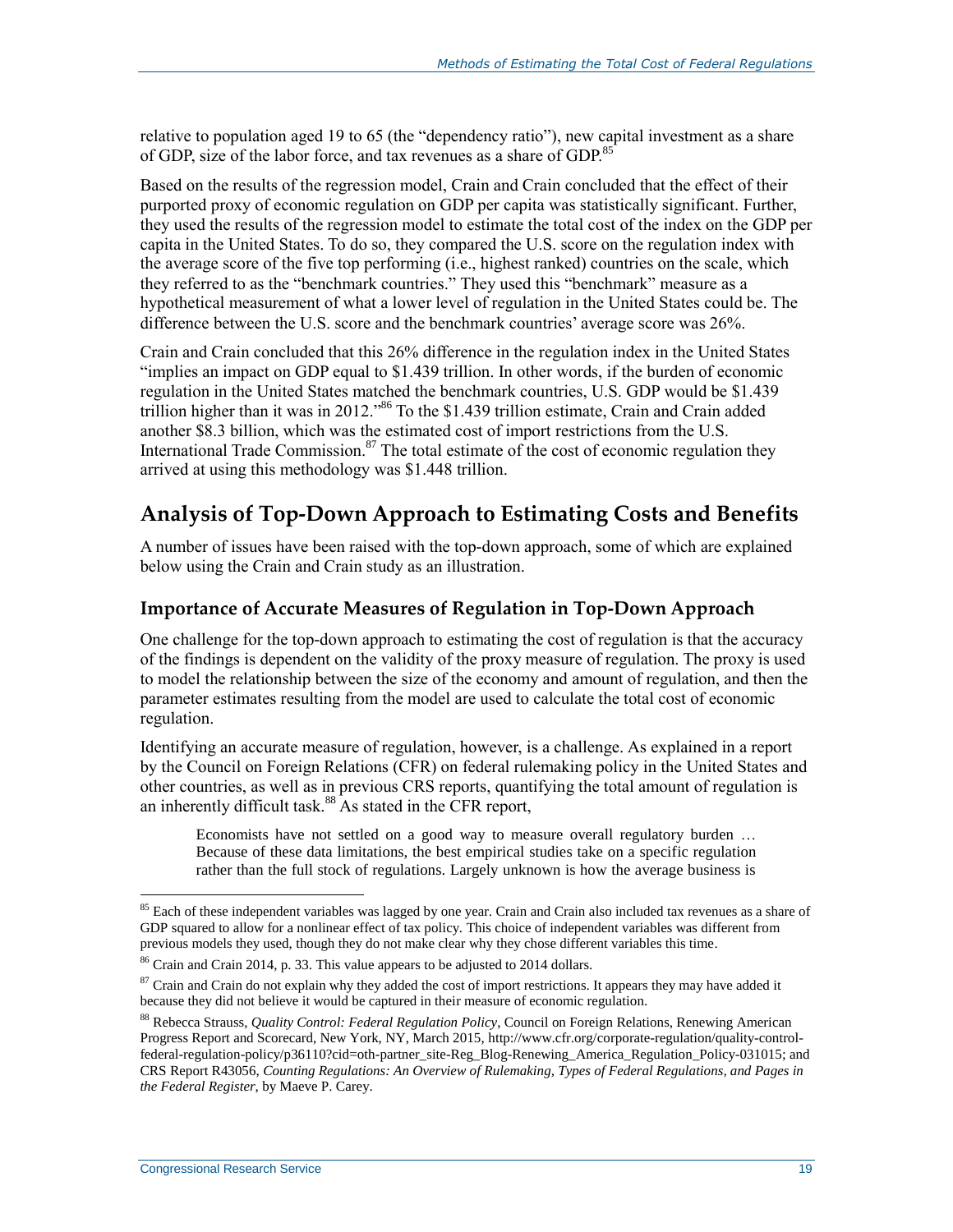relative to population aged 19 to 65 (the "dependency ratio"), new capital investment as a share of GDP, size of the labor force, and tax revenues as a share of GDP.[85]

Based on the results of the regression model, Crain and Crain concluded that the effect of their purported proxy of economic regulation on GDP per capita was statistically significant. Further, they used the results of the regression model to estimate the total cost of the index on the GDP per capita in the United States. To do so, they compared the U.S. score on the regulation index with the average score of the five top performing (i.e., highest ranked) countries on the scale, which they referred to as the "benchmark countries." They used this "benchmark" measure as a hypothetical measurement of what a lower level of regulation in the United States could be. The difference between the U.S. score and the benchmark countries' average score was 26%.

Crain and Crain concluded that this 26% difference in the regulation index in the United States "implies an impact on GDP equal to $1.439 trillion. In other words, if the burden of economic regulation in the United States matched the benchmark countries, U.S. GDP would be $1.439 trillion higher than it was in 2012."[86] To the $1.439 trillion estimate, Crain and Crain added another $8.3 billion, which was the estimated cost of import restrictions from the U.S. International Trade Commission.[87] The total estimate of the cost of economic regulation they arrived at using this methodology was $1.448 trillion.

## Analysis of Top-Down Approach to Estimating Costs and Benefits

A number of issues have been raised with the top-down approach, some of which are explained below using the Crain and Crain study as an illustration.

### Importance of Accurate Measures of Regulation in Top-Down Approach

One challenge for the top-down approach to estimating the cost of regulation is that the accuracy of the findings is dependent on the validity of the proxy measure of regulation. The proxy is used to model the relationship between the size of the economy and amount of regulation, and then the parameter estimates resulting from the model are used to calculate the total cost of economic regulation.

Identifying an accurate measure of regulation, however, is a challenge. As explained in a report by the Council on Foreign Relations (CFR) on federal rulemaking policy in the United States and other countries, as well as in previous CRS reports, quantifying the total amount of regulation is an inherently difficult task.[88] As stated in the CFR report,

> Economists have not settled on a good way to measure overall regulatory burden … Because of these data limitations, the best empirical studies take on a specific regulation rather than the full stock of regulations. Largely unknown is how the average business is

---

[85] Each of these independent variables was lagged by one year. Crain and Crain also included tax revenues as a share of GDP squared to allow for a nonlinear effect of tax policy. This choice of independent variables was different from previous models they used, though they do not make clear why they chose different variables this time.

[86] Crain and Crain 2014, p. 33. This value appears to be adjusted to 2014 dollars.

[87] Crain and Crain do not explain why they added the cost of import restrictions. It appears they may have added it because they did not believe it would be captured in their measure of economic regulation.

[88] Rebecca Strauss, *Quality Control: Federal Regulation Policy*, Council on Foreign Relations, Renewing American Progress Report and Scorecard, New York, NY, March 2015, http://www.cfr.org/corporate-regulation/quality-control-federal-regulation-policy/p36110?cid=oth-partner_site-Reg_Blog-Renewing_America_Regulation_Policy-031015; and CRS Report R43056, *Counting Regulations: An Overview of Rulemaking, Types of Federal Regulations, and Pages in the Federal Register*, by Maeve P. Carey.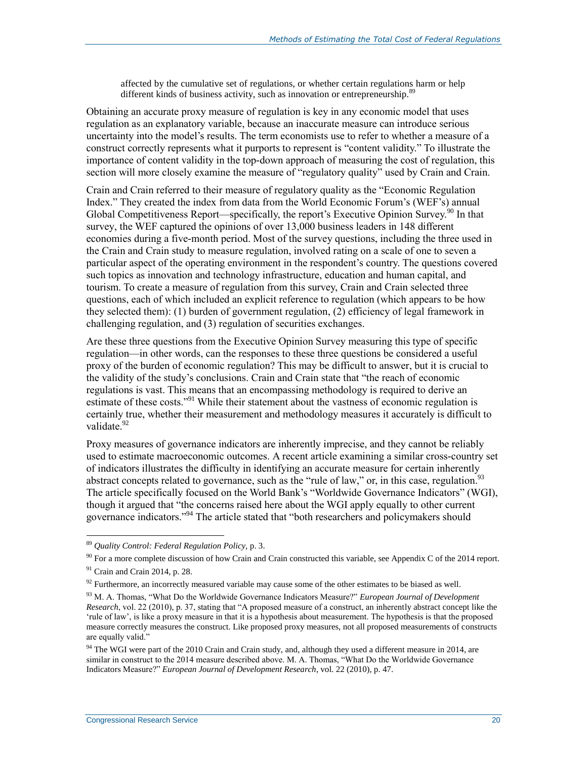> affected by the cumulative set of regulations, or whether certain regulations harm or help different kinds of business activity, such as innovation or entrepreneurship.[89]

Obtaining an accurate proxy measure of regulation is key in any economic model that uses regulation as an explanatory variable, because an inaccurate measure can introduce serious uncertainty into the model's results. The term economists use to refer to whether a measure of a construct correctly represents what it purports to represent is "content validity." To illustrate the importance of content validity in the top-down approach of measuring the cost of regulation, this section will more closely examine the measure of "regulatory quality" used by Crain and Crain.

Crain and Crain referred to their measure of regulatory quality as the "Economic Regulation Index." They created the index from data from the World Economic Forum's (WEF's) annual Global Competitiveness Report—specifically, the report's Executive Opinion Survey.[90] In that survey, the WEF captured the opinions of over 13,000 business leaders in 148 different economies during a five-month period. Most of the survey questions, including the three used in the Crain and Crain study to measure regulation, involved rating on a scale of one to seven a particular aspect of the operating environment in the respondent's country. The questions covered such topics as innovation and technology infrastructure, education and human capital, and tourism. To create a measure of regulation from this survey, Crain and Crain selected three questions, each of which included an explicit reference to regulation (which appears to be how they selected them): (1) burden of government regulation, (2) efficiency of legal framework in challenging regulation, and (3) regulation of securities exchanges.

Are these three questions from the Executive Opinion Survey measuring this type of specific regulation—in other words, can the responses to these three questions be considered a useful proxy of the burden of economic regulation? This may be difficult to answer, but it is crucial to the validity of the study's conclusions. Crain and Crain state that "the reach of economic regulations is vast. This means that an encompassing methodology is required to derive an estimate of these costs."[91] While their statement about the vastness of economic regulation is certainly true, whether their measurement and methodology measures it accurately is difficult to validate.[92]

Proxy measures of governance indicators are inherently imprecise, and they cannot be reliably used to estimate macroeconomic outcomes. A recent article examining a similar cross-country set of indicators illustrates the difficulty in identifying an accurate measure for certain inherently abstract concepts related to governance, such as the "rule of law," or, in this case, regulation.[93] The article specifically focused on the World Bank's "Worldwide Governance Indicators" (WGI), though it argued that "the concerns raised here about the WGI apply equally to other current governance indicators."[94] The article stated that "both researchers and policymakers should

---

[89] *Quality Control: Federal Regulation Policy*, p. 3.

[90] For a more complete discussion of how Crain and Crain constructed this variable, see Appendix C of the 2014 report.

[91] Crain and Crain 2014, p. 28.

[92] Furthermore, an incorrectly measured variable may cause some of the other estimates to be biased as well.

[93] M. A. Thomas, "What Do the Worldwide Governance Indicators Measure?" *European Journal of Development Research*, vol. 22 (2010), p. 37, stating that "A proposed measure of a construct, an inherently abstract concept like the 'rule of law', is like a proxy measure in that it is a hypothesis about measurement. The hypothesis is that the proposed measure correctly measures the construct. Like proposed proxy measures, not all proposed measurements of constructs are equally valid."

[94] The WGI were part of the 2010 Crain and Crain study, and, although they used a different measure in 2014, are similar in construct to the 2014 measure described above. M. A. Thomas, "What Do the Worldwide Governance Indicators Measure?" *European Journal of Development Research*, vol. 22 (2010), p. 47.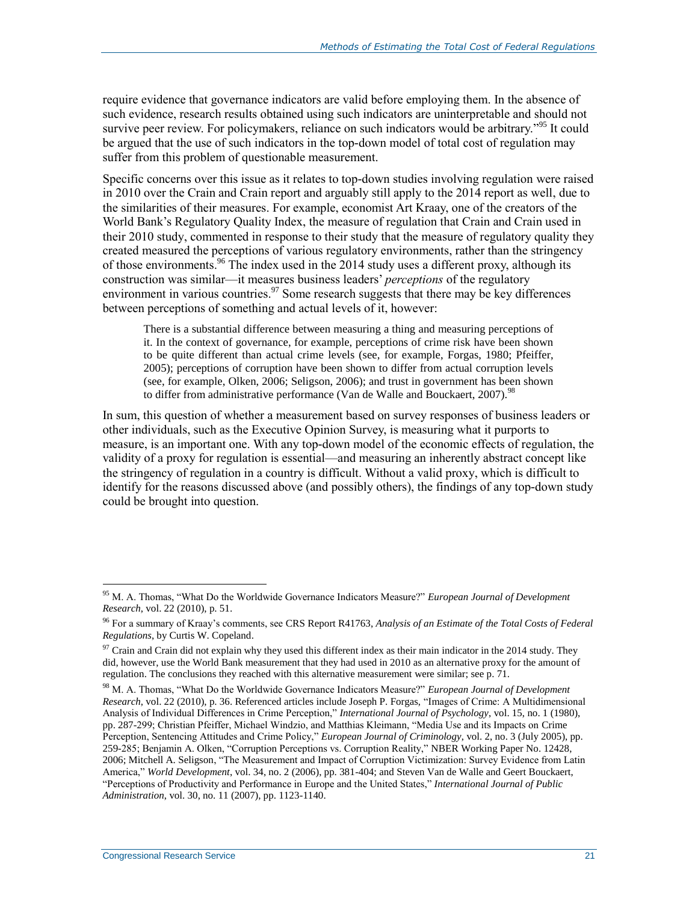require evidence that governance indicators are valid before employing them. In the absence of such evidence, research results obtained using such indicators are uninterpretable and should not survive peer review. For policymakers, reliance on such indicators would be arbitrary."[95] It could be argued that the use of such indicators in the top-down model of total cost of regulation may suffer from this problem of questionable measurement.

Specific concerns over this issue as it relates to top-down studies involving regulation were raised in 2010 over the Crain and Crain report and arguably still apply to the 2014 report as well, due to the similarities of their measures. For example, economist Art Kraay, one of the creators of the World Bank's Regulatory Quality Index, the measure of regulation that Crain and Crain used in their 2010 study, commented in response to their study that the measure of regulatory quality they created measured the perceptions of various regulatory environments, rather than the stringency of those environments.[96] The index used in the 2014 study uses a different proxy, although its construction was similar—it measures business leaders' *perceptions* of the regulatory environment in various countries.[97] Some research suggests that there may be key differences between perceptions of something and actual levels of it, however:

> There is a substantial difference between measuring a thing and measuring perceptions of it. In the context of governance, for example, perceptions of crime risk have been shown to be quite different than actual crime levels (see, for example, Forgas, 1980; Pfeiffer, 2005); perceptions of corruption have been shown to differ from actual corruption levels (see, for example, Olken, 2006; Seligson, 2006); and trust in government has been shown to differ from administrative performance (Van de Walle and Bouckaert, 2007).[98]

In sum, this question of whether a measurement based on survey responses of business leaders or other individuals, such as the Executive Opinion Survey, is measuring what it purports to measure, is an important one. With any top-down model of the economic effects of regulation, the validity of a proxy for regulation is essential—and measuring an inherently abstract concept like the stringency of regulation in a country is difficult. Without a valid proxy, which is difficult to identify for the reasons discussed above (and possibly others), the findings of any top-down study could be brought into question.

---

[95] M. A. Thomas, "What Do the Worldwide Governance Indicators Measure?" *European Journal of Development Research*, vol. 22 (2010), p. 51.

[96] For a summary of Kraay's comments, see CRS Report R41763, *Analysis of an Estimate of the Total Costs of Federal Regulations*, by Curtis W. Copeland.

[97] Crain and Crain did not explain why they used this different index as their main indicator in the 2014 study. They did, however, use the World Bank measurement that they had used in 2010 as an alternative proxy for the amount of regulation. The conclusions they reached with this alternative measurement were similar; see p. 71.

[98] M. A. Thomas, "What Do the Worldwide Governance Indicators Measure?" *European Journal of Development Research*, vol. 22 (2010), p. 36. Referenced articles include Joseph P. Forgas, "Images of Crime: A Multidimensional Analysis of Individual Differences in Crime Perception," *International Journal of Psychology*, vol. 15, no. 1 (1980), pp. 287-299; Christian Pfeiffer, Michael Windzio, and Matthias Kleimann, "Media Use and its Impacts on Crime Perception, Sentencing Attitudes and Crime Policy," *European Journal of Criminology*, vol. 2, no. 3 (July 2005), pp. 259-285; Benjamin A. Olken, "Corruption Perceptions vs. Corruption Reality," NBER Working Paper No. 12428, 2006; Mitchell A. Seligson, "The Measurement and Impact of Corruption Victimization: Survey Evidence from Latin America," *World Development*, vol. 34, no. 2 (2006), pp. 381-404; and Steven Van de Walle and Geert Bouckaert, "Perceptions of Productivity and Performance in Europe and the United States," *International Journal of Public Administration*, vol. 30, no. 11 (2007), pp. 1123-1140.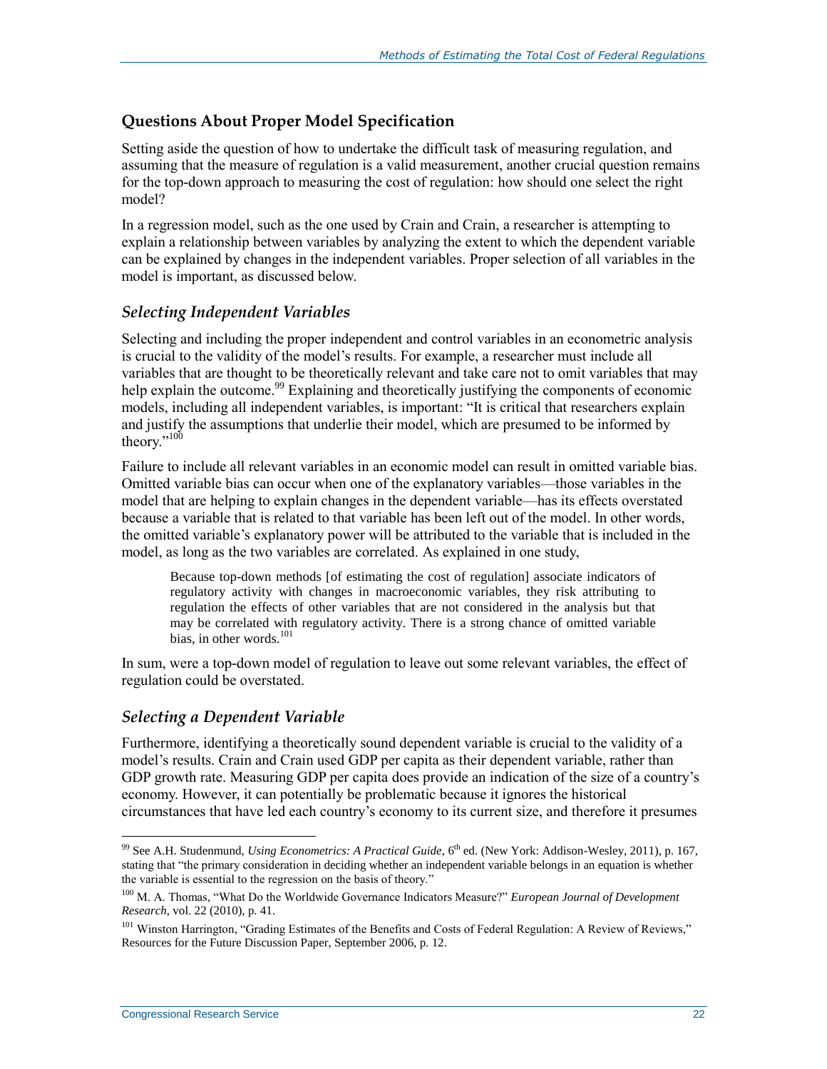## Questions About Proper Model Specification

Setting aside the question of how to undertake the difficult task of measuring regulation, and assuming that the measure of regulation is a valid measurement, another crucial question remains for the top-down approach to measuring the cost of regulation: how should one select the right model?

In a regression model, such as the one used by Crain and Crain, a researcher is attempting to explain a relationship between variables by analyzing the extent to which the dependent variable can be explained by changes in the independent variables. Proper selection of all variables in the model is important, as discussed below.

### *Selecting Independent Variables*

Selecting and including the proper independent and control variables in an econometric analysis is crucial to the validity of the model's results. For example, a researcher must include all variables that are thought to be theoretically relevant and take care not to omit variables that may help explain the outcome.[99] Explaining and theoretically justifying the components of economic models, including all independent variables, is important: "It is critical that researchers explain and justify the assumptions that underlie their model, which are presumed to be informed by theory."[100]

Failure to include all relevant variables in an economic model can result in omitted variable bias. Omitted variable bias can occur when one of the explanatory variables—those variables in the model that are helping to explain changes in the dependent variable—has its effects overstated because a variable that is related to that variable has been left out of the model. In other words, the omitted variable's explanatory power will be attributed to the variable that is included in the model, as long as the two variables are correlated. As explained in one study,

> Because top-down methods [of estimating the cost of regulation] associate indicators of regulatory activity with changes in macroeconomic variables, they risk attributing to regulation the effects of other variables that are not considered in the analysis but that may be correlated with regulatory activity. There is a strong chance of omitted variable bias, in other words.[101]

In sum, were a top-down model of regulation to leave out some relevant variables, the effect of regulation could be overstated.

### *Selecting a Dependent Variable*

Furthermore, identifying a theoretically sound dependent variable is crucial to the validity of a model's results. Crain and Crain used GDP per capita as their dependent variable, rather than GDP growth rate. Measuring GDP per capita does provide an indication of the size of a country's economy. However, it can potentially be problematic because it ignores the historical circumstances that have led each country's economy to its current size, and therefore it presumes

---

[99] See A.H. Studenmund, *Using Econometrics: A Practical Guide*, 6th ed. (New York: Addison-Wesley, 2011), p. 167, stating that "the primary consideration in deciding whether an independent variable belongs in an equation is whether the variable is essential to the regression on the basis of theory."

[100] M. A. Thomas, "What Do the Worldwide Governance Indicators Measure?" *European Journal of Development Research*, vol. 22 (2010), p. 41.

[101] Winston Harrington, "Grading Estimates of the Benefits and Costs of Federal Regulation: A Review of Reviews," Resources for the Future Discussion Paper, September 2006, p. 12.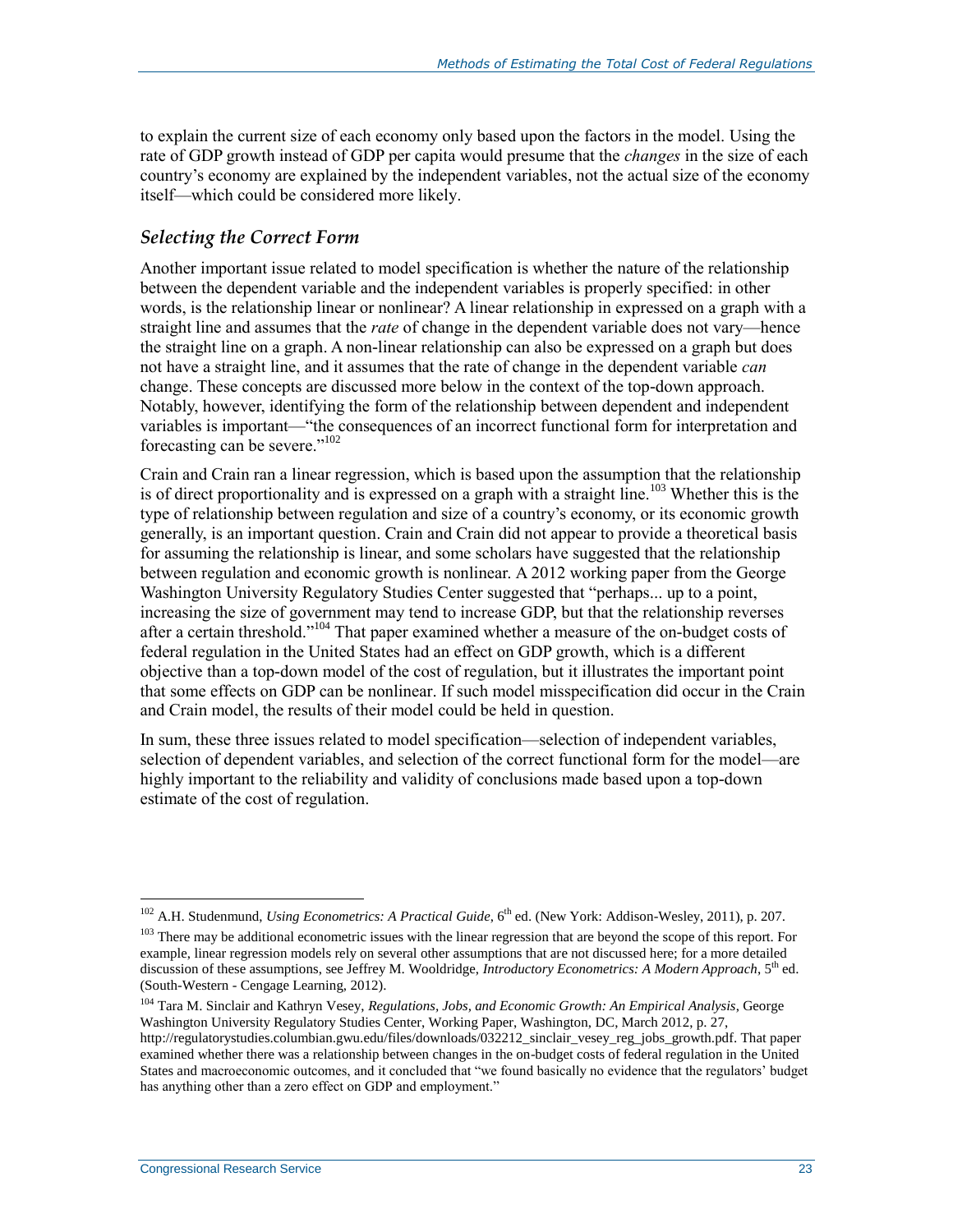to explain the current size of each economy only based upon the factors in the model. Using the rate of GDP growth instead of GDP per capita would presume that the *changes* in the size of each country's economy are explained by the independent variables, not the actual size of the economy itself—which could be considered more likely.

### *Selecting the Correct Form*

Another important issue related to model specification is whether the nature of the relationship between the dependent variable and the independent variables is properly specified: in other words, is the relationship linear or nonlinear? A linear relationship in expressed on a graph with a straight line and assumes that the *rate* of change in the dependent variable does not vary—hence the straight line on a graph. A non-linear relationship can also be expressed on a graph but does not have a straight line, and it assumes that the rate of change in the dependent variable *can* change. These concepts are discussed more below in the context of the top-down approach. Notably, however, identifying the form of the relationship between dependent and independent variables is important—"the consequences of an incorrect functional form for interpretation and forecasting can be severe."[102]

Crain and Crain ran a linear regression, which is based upon the assumption that the relationship is of direct proportionality and is expressed on a graph with a straight line.[103] Whether this is the type of relationship between regulation and size of a country's economy, or its economic growth generally, is an important question. Crain and Crain did not appear to provide a theoretical basis for assuming the relationship is linear, and some scholars have suggested that the relationship between regulation and economic growth is nonlinear. A 2012 working paper from the George Washington University Regulatory Studies Center suggested that "perhaps... up to a point, increasing the size of government may tend to increase GDP, but that the relationship reverses after a certain threshold."[104] That paper examined whether a measure of the on-budget costs of federal regulation in the United States had an effect on GDP growth, which is a different objective than a top-down model of the cost of regulation, but it illustrates the important point that some effects on GDP can be nonlinear. If such model misspecification did occur in the Crain and Crain model, the results of their model could be held in question.

In sum, these three issues related to model specification—selection of independent variables, selection of dependent variables, and selection of the correct functional form for the model—are highly important to the reliability and validity of conclusions made based upon a top-down estimate of the cost of regulation.

---

[102] A.H. Studenmund, *Using Econometrics: A Practical Guide*, 6th ed. (New York: Addison-Wesley, 2011), p. 207.

[103] There may be additional econometric issues with the linear regression that are beyond the scope of this report. For example, linear regression models rely on several other assumptions that are not discussed here; for a more detailed discussion of these assumptions, see Jeffrey M. Wooldridge, *Introductory Econometrics: A Modern Approach*, 5th ed. (South-Western - Cengage Learning, 2012).

[104] Tara M. Sinclair and Kathryn Vesey, *Regulations, Jobs, and Economic Growth: An Empirical Analysis*, George Washington University Regulatory Studies Center, Working Paper, Washington, DC, March 2012, p. 27, http://regulatorystudies.columbian.gwu.edu/files/downloads/032212_sinclair_vesey_reg_jobs_growth.pdf. That paper examined whether there was a relationship between changes in the on-budget costs of federal regulation in the United States and macroeconomic outcomes, and it concluded that "we found basically no evidence that the regulators' budget has anything other than a zero effect on GDP and employment."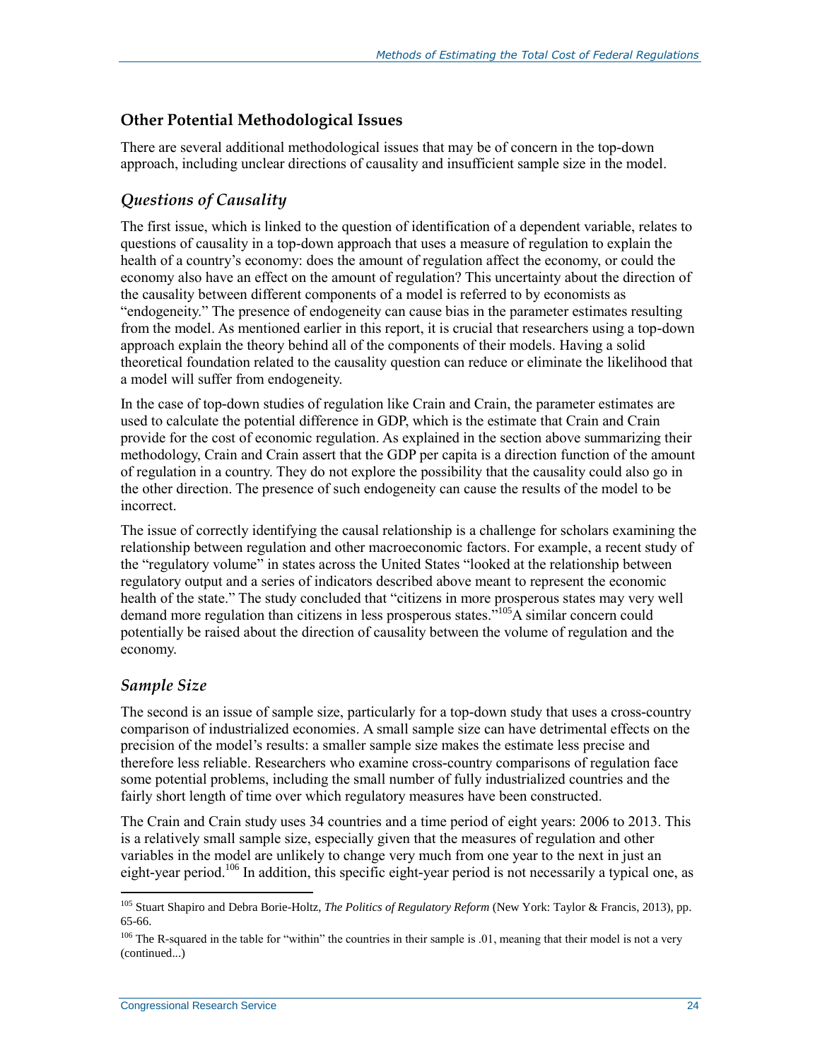## Other Potential Methodological Issues

There are several additional methodological issues that may be of concern in the top-down approach, including unclear directions of causality and insufficient sample size in the model.

### *Questions of Causality*

The first issue, which is linked to the question of identification of a dependent variable, relates to questions of causality in a top-down approach that uses a measure of regulation to explain the health of a country's economy: does the amount of regulation affect the economy, or could the economy also have an effect on the amount of regulation? This uncertainty about the direction of the causality between different components of a model is referred to by economists as "endogeneity." The presence of endogeneity can cause bias in the parameter estimates resulting from the model. As mentioned earlier in this report, it is crucial that researchers using a top-down approach explain the theory behind all of the components of their models. Having a solid theoretical foundation related to the causality question can reduce or eliminate the likelihood that a model will suffer from endogeneity.

In the case of top-down studies of regulation like Crain and Crain, the parameter estimates are used to calculate the potential difference in GDP, which is the estimate that Crain and Crain provide for the cost of economic regulation. As explained in the section above summarizing their methodology, Crain and Crain assert that the GDP per capita is a direction function of the amount of regulation in a country. They do not explore the possibility that the causality could also go in the other direction. The presence of such endogeneity can cause the results of the model to be incorrect.

The issue of correctly identifying the causal relationship is a challenge for scholars examining the relationship between regulation and other macroeconomic factors. For example, a recent study of the "regulatory volume" in states across the United States "looked at the relationship between regulatory output and a series of indicators described above meant to represent the economic health of the state." The study concluded that "citizens in more prosperous states may very well demand more regulation than citizens in less prosperous states."[105] A similar concern could potentially be raised about the direction of causality between the volume of regulation and the economy.

### *Sample Size*

The second is an issue of sample size, particularly for a top-down study that uses a cross-country comparison of industrialized economies. A small sample size can have detrimental effects on the precision of the model's results: a smaller sample size makes the estimate less precise and therefore less reliable. Researchers who examine cross-country comparisons of regulation face some potential problems, including the small number of fully industrialized countries and the fairly short length of time over which regulatory measures have been constructed.

The Crain and Crain study uses 34 countries and a time period of eight years: 2006 to 2013. This is a relatively small sample size, especially given that the measures of regulation and other variables in the model are unlikely to change very much from one year to the next in just an eight-year period.[106] In addition, this specific eight-year period is not necessarily a typical one, as

---

[105] Stuart Shapiro and Debra Borie-Holtz, *The Politics of Regulatory Reform* (New York: Taylor & Francis, 2013), pp. 65-66.

[106] The R-squared in the table for "within" the countries in their sample is .01, meaning that their model is not a very (continued...)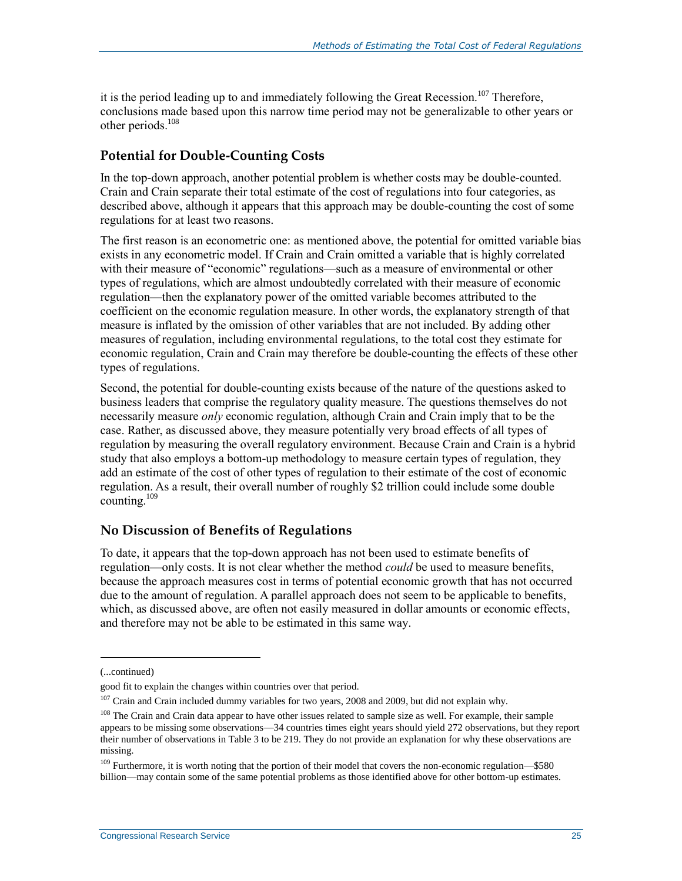it is the period leading up to and immediately following the Great Recession.[107] Therefore, conclusions made based upon this narrow time period may not be generalizable to other years or other periods.[108]

### Potential for Double-Counting Costs

In the top-down approach, another potential problem is whether costs may be double-counted. Crain and Crain separate their total estimate of the cost of regulations into four categories, as described above, although it appears that this approach may be double-counting the cost of some regulations for at least two reasons.

The first reason is an econometric one: as mentioned above, the potential for omitted variable bias exists in any econometric model. If Crain and Crain omitted a variable that is highly correlated with their measure of "economic" regulations—such as a measure of environmental or other types of regulations, which are almost undoubtedly correlated with their measure of economic regulation—then the explanatory power of the omitted variable becomes attributed to the coefficient on the economic regulation measure. In other words, the explanatory strength of that measure is inflated by the omission of other variables that are not included. By adding other measures of regulation, including environmental regulations, to the total cost they estimate for economic regulation, Crain and Crain may therefore be double-counting the effects of these other types of regulations.

Second, the potential for double-counting exists because of the nature of the questions asked to business leaders that comprise the regulatory quality measure. The questions themselves do not necessarily measure *only* economic regulation, although Crain and Crain imply that to be the case. Rather, as discussed above, they measure potentially very broad effects of all types of regulation by measuring the overall regulatory environment. Because Crain and Crain is a hybrid study that also employs a bottom-up methodology to measure certain types of regulation, they add an estimate of the cost of other types of regulation to their estimate of the cost of economic regulation. As a result, their overall number of roughly $2 trillion could include some double counting.[109]

### No Discussion of Benefits of Regulations

To date, it appears that the top-down approach has not been used to estimate benefits of regulation—only costs. It is not clear whether the method *could* be used to measure benefits, because the approach measures cost in terms of potential economic growth that has not occurred due to the amount of regulation. A parallel approach does not seem to be applicable to benefits, which, as discussed above, are often not easily measured in dollar amounts or economic effects, and therefore may not be able to be estimated in this same way.

---

(...continued)

good fit to explain the changes within countries over that period.

[107] Crain and Crain included dummy variables for two years, 2008 and 2009, but did not explain why.

[108] The Crain and Crain data appear to have other issues related to sample size as well. For example, their sample appears to be missing some observations—34 countries times eight years should yield 272 observations, but they report their number of observations in Table 3 to be 219. They do not provide an explanation for why these observations are missing.

[109] Furthermore, it is worth noting that the portion of their model that covers the non-economic regulation—$580 billion—may contain some of the same potential problems as those identified above for other bottom-up estimates.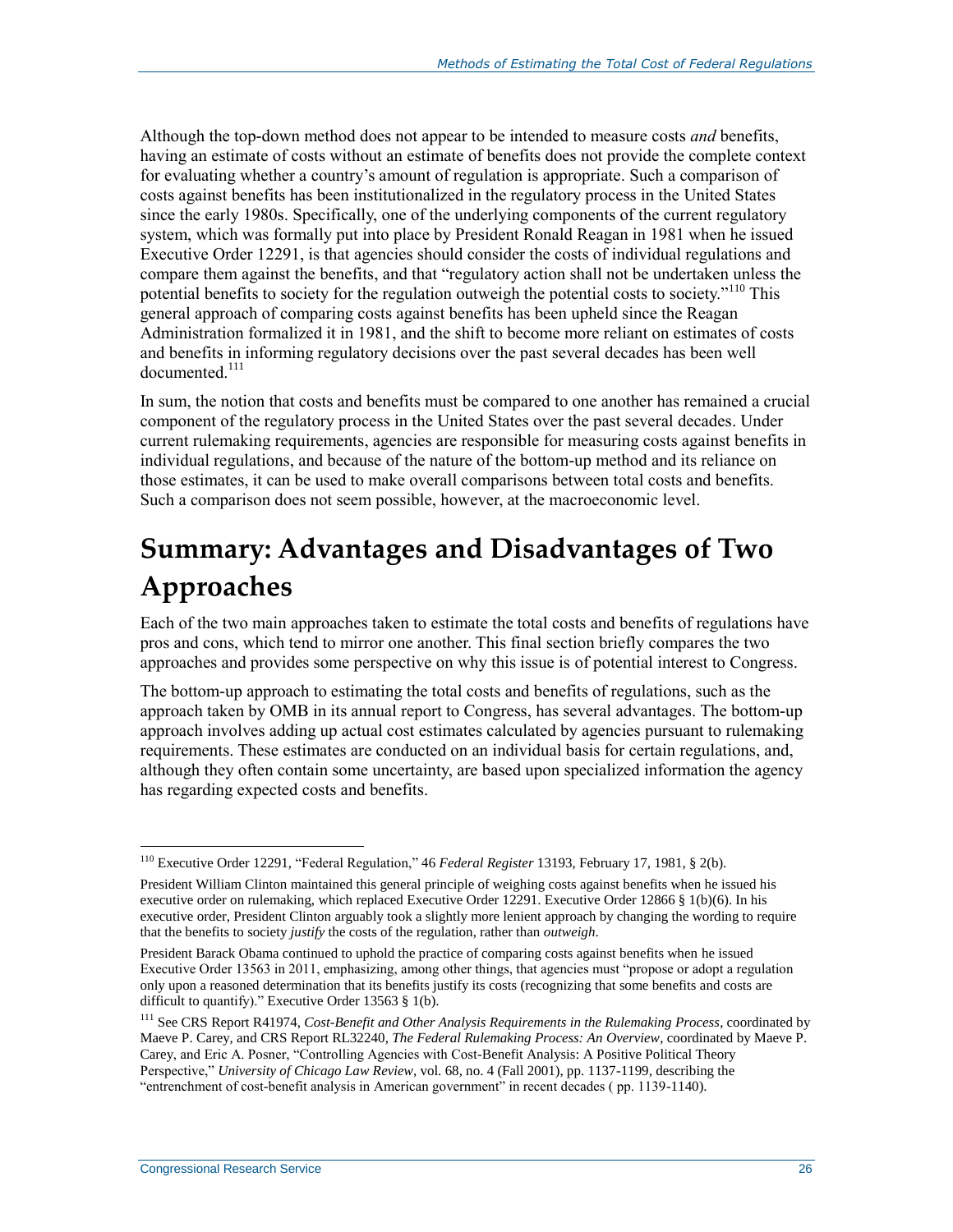Although the top-down method does not appear to be intended to measure costs *and* benefits, having an estimate of costs without an estimate of benefits does not provide the complete context for evaluating whether a country's amount of regulation is appropriate. Such a comparison of costs against benefits has been institutionalized in the regulatory process in the United States since the early 1980s. Specifically, one of the underlying components of the current regulatory system, which was formally put into place by President Ronald Reagan in 1981 when he issued Executive Order 12291, is that agencies should consider the costs of individual regulations and compare them against the benefits, and that "regulatory action shall not be undertaken unless the potential benefits to society for the regulation outweigh the potential costs to society."[110] This general approach of comparing costs against benefits has been upheld since the Reagan Administration formalized it in 1981, and the shift to become more reliant on estimates of costs and benefits in informing regulatory decisions over the past several decades has been well documented.[111]

In sum, the notion that costs and benefits must be compared to one another has remained a crucial component of the regulatory process in the United States over the past several decades. Under current rulemaking requirements, agencies are responsible for measuring costs against benefits in individual regulations, and because of the nature of the bottom-up method and its reliance on those estimates, it can be used to make overall comparisons between total costs and benefits. Such a comparison does not seem possible, however, at the macroeconomic level.

# Summary: Advantages and Disadvantages of Two Approaches

Each of the two main approaches taken to estimate the total costs and benefits of regulations have pros and cons, which tend to mirror one another. This final section briefly compares the two approaches and provides some perspective on why this issue is of potential interest to Congress.

The bottom-up approach to estimating the total costs and benefits of regulations, such as the approach taken by OMB in its annual report to Congress, has several advantages. The bottom-up approach involves adding up actual cost estimates calculated by agencies pursuant to rulemaking requirements. These estimates are conducted on an individual basis for certain regulations, and, although they often contain some uncertainty, are based upon specialized information the agency has regarding expected costs and benefits.

---

[110] Executive Order 12291, "Federal Regulation," 46 *Federal Register* 13193, February 17, 1981, § 2(b).

President William Clinton maintained this general principle of weighing costs against benefits when he issued his executive order on rulemaking, which replaced Executive Order 12291. Executive Order 12866 § 1(b)(6). In his executive order, President Clinton arguably took a slightly more lenient approach by changing the wording to require that the benefits to society *justify* the costs of the regulation, rather than *outweigh*.

President Barack Obama continued to uphold the practice of comparing costs against benefits when he issued Executive Order 13563 in 2011, emphasizing, among other things, that agencies must "propose or adopt a regulation only upon a reasoned determination that its benefits justify its costs (recognizing that some benefits and costs are difficult to quantify)." Executive Order 13563 § 1(b).

[111] See CRS Report R41974, *Cost-Benefit and Other Analysis Requirements in the Rulemaking Process*, coordinated by Maeve P. Carey, and CRS Report RL32240, *The Federal Rulemaking Process: An Overview*, coordinated by Maeve P. Carey, and Eric A. Posner, "Controlling Agencies with Cost-Benefit Analysis: A Positive Political Theory Perspective," *University of Chicago Law Review*, vol. 68, no. 4 (Fall 2001), pp. 1137-1199, describing the "entrenchment of cost-benefit analysis in American government" in recent decades ( pp. 1139-1140).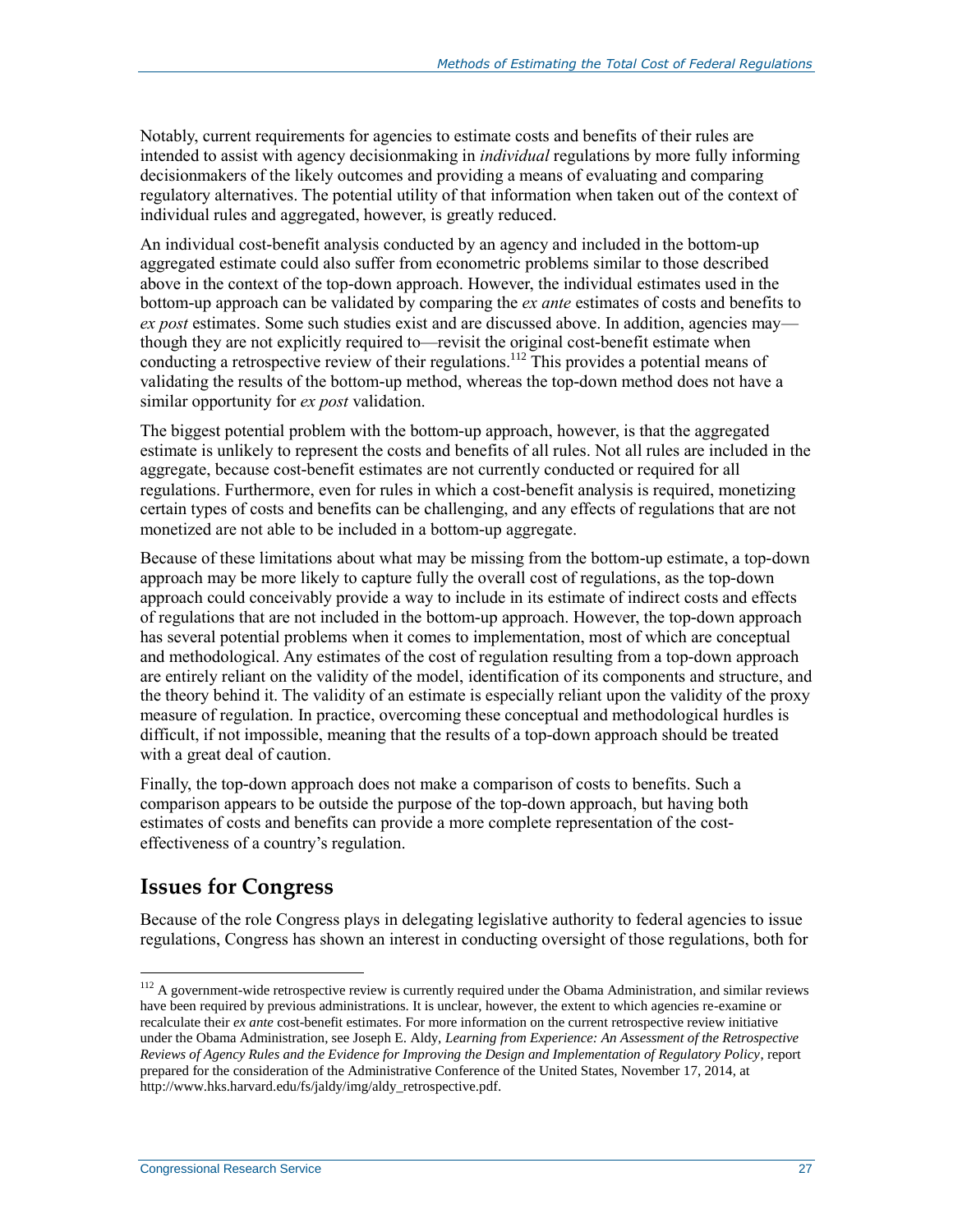Notably, current requirements for agencies to estimate costs and benefits of their rules are intended to assist with agency decisionmaking in *individual* regulations by more fully informing decisionmakers of the likely outcomes and providing a means of evaluating and comparing regulatory alternatives. The potential utility of that information when taken out of the context of individual rules and aggregated, however, is greatly reduced.

An individual cost-benefit analysis conducted by an agency and included in the bottom-up aggregated estimate could also suffer from econometric problems similar to those described above in the context of the top-down approach. However, the individual estimates used in the bottom-up approach can be validated by comparing the *ex ante* estimates of costs and benefits to *ex post* estimates. Some such studies exist and are discussed above. In addition, agencies may—though they are not explicitly required to—revisit the original cost-benefit estimate when conducting a retrospective review of their regulations.[112] This provides a potential means of validating the results of the bottom-up method, whereas the top-down method does not have a similar opportunity for *ex post* validation.

The biggest potential problem with the bottom-up approach, however, is that the aggregated estimate is unlikely to represent the costs and benefits of all rules. Not all rules are included in the aggregate, because cost-benefit estimates are not currently conducted or required for all regulations. Furthermore, even for rules in which a cost-benefit analysis is required, monetizing certain types of costs and benefits can be challenging, and any effects of regulations that are not monetized are not able to be included in a bottom-up aggregate.

Because of these limitations about what may be missing from the bottom-up estimate, a top-down approach may be more likely to capture fully the overall cost of regulations, as the top-down approach could conceivably provide a way to include in its estimate of indirect costs and effects of regulations that are not included in the bottom-up approach. However, the top-down approach has several potential problems when it comes to implementation, most of which are conceptual and methodological. Any estimates of the cost of regulation resulting from a top-down approach are entirely reliant on the validity of the model, identification of its components and structure, and the theory behind it. The validity of an estimate is especially reliant upon the validity of the proxy measure of regulation. In practice, overcoming these conceptual and methodological hurdles is difficult, if not impossible, meaning that the results of a top-down approach should be treated with a great deal of caution.

Finally, the top-down approach does not make a comparison of costs to benefits. Such a comparison appears to be outside the purpose of the top-down approach, but having both estimates of costs and benefits can provide a more complete representation of the cost-effectiveness of a country's regulation.

## Issues for Congress

Because of the role Congress plays in delegating legislative authority to federal agencies to issue regulations, Congress has shown an interest in conducting oversight of those regulations, both for

---

[112] A government-wide retrospective review is currently required under the Obama Administration, and similar reviews have been required by previous administrations. It is unclear, however, the extent to which agencies re-examine or recalculate their *ex ante* cost-benefit estimates. For more information on the current retrospective review initiative under the Obama Administration, see Joseph E. Aldy, *Learning from Experience: An Assessment of the Retrospective Reviews of Agency Rules and the Evidence for Improving the Design and Implementation of Regulatory Policy*, report prepared for the consideration of the Administrative Conference of the United States, November 17, 2014, at http://www.hks.harvard.edu/fs/jaldy/img/aldy_retrospective.pdf.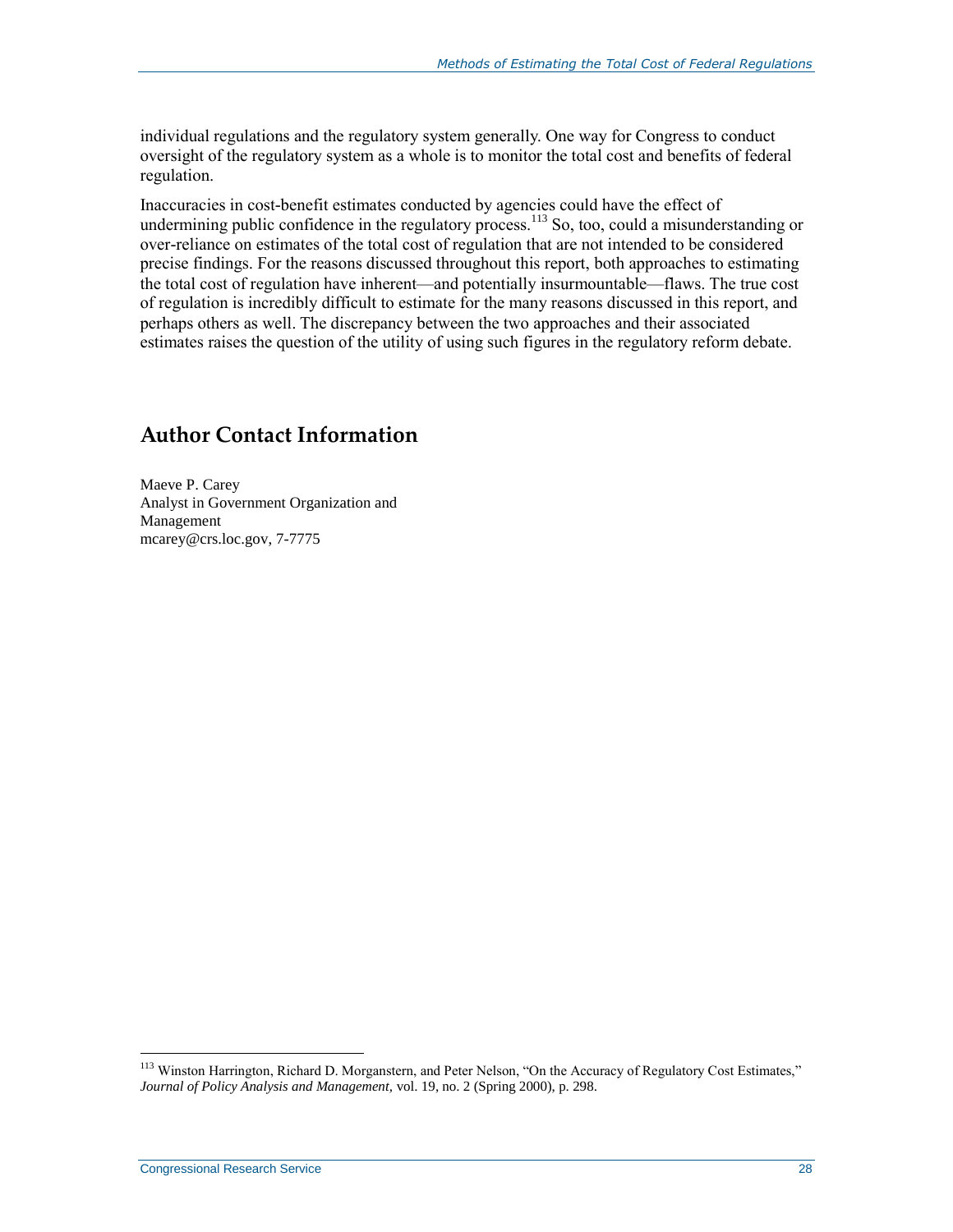individual regulations and the regulatory system generally. One way for Congress to conduct oversight of the regulatory system as a whole is to monitor the total cost and benefits of federal regulation.

Inaccuracies in cost-benefit estimates conducted by agencies could have the effect of undermining public confidence in the regulatory process.[113] So, too, could a misunderstanding or over-reliance on estimates of the total cost of regulation that are not intended to be considered precise findings. For the reasons discussed throughout this report, both approaches to estimating the total cost of regulation have inherent—and potentially insurmountable—flaws. The true cost of regulation is incredibly difficult to estimate for the many reasons discussed in this report, and perhaps others as well. The discrepancy between the two approaches and their associated estimates raises the question of the utility of using such figures in the regulatory reform debate.

## Author Contact Information

Maeve P. Carey
Analyst in Government Organization and Management
mcarey@crs.loc.gov, 7-7775

[113] Winston Harrington, Richard D. Morganstern, and Peter Nelson, "On the Accuracy of Regulatory Cost Estimates," *Journal of Policy Analysis and Management,* vol. 19, no. 2 (Spring 2000), p. 298.